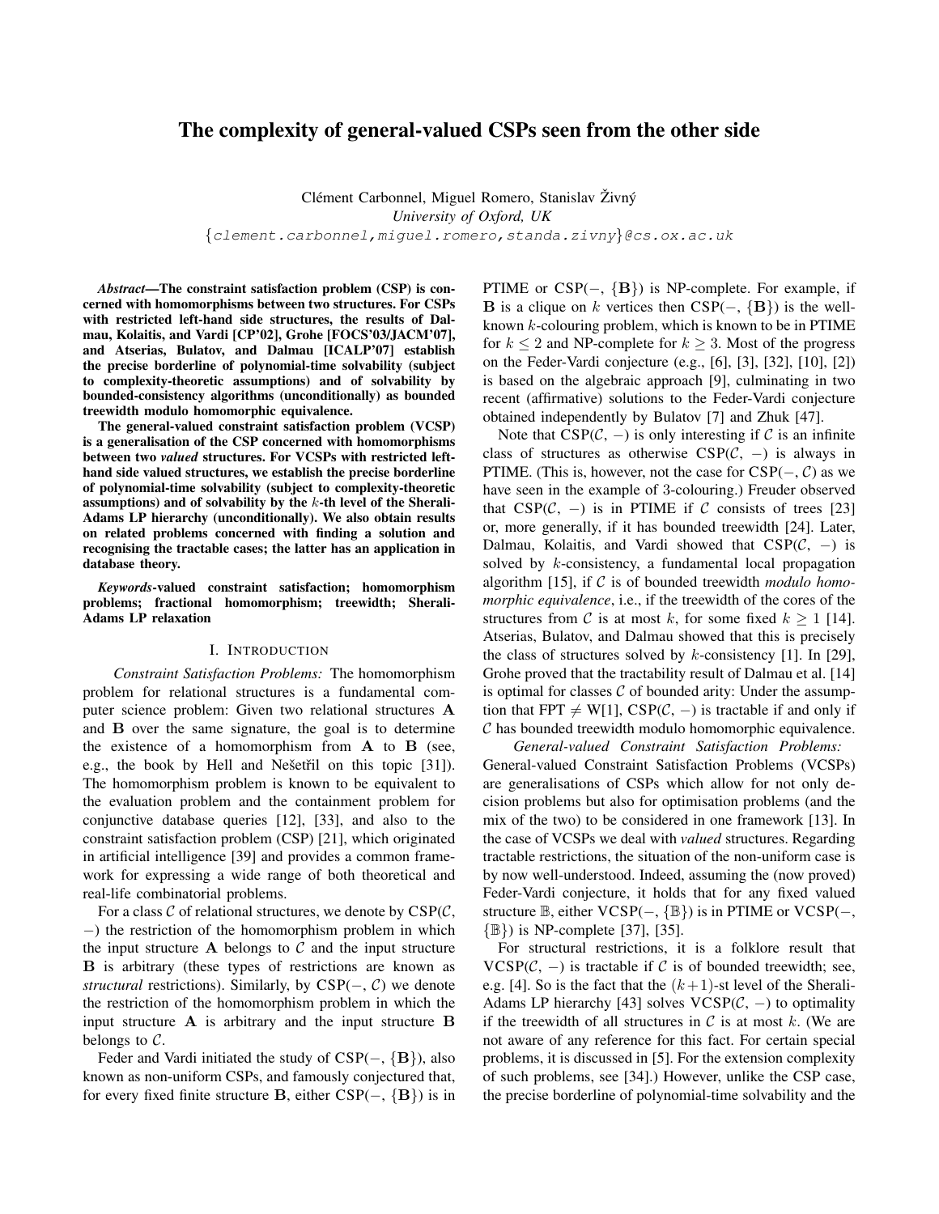# The complexity of general-valued CSPs seen from the other side

Clément Carbonnel, Miguel Romero, Stanislav Živný
*University of Oxford, UK*
{clement.carbonnel,miguel.romero,standa.zivny}@cs.ox.ac.uk

***Abstract*—The constraint satisfaction problem (CSP) is concerned with homomorphisms between two structures. For CSPs with restricted left-hand side structures, the results of Dalmau, Kolaitis, and Vardi [CP'02], Grohe [FOCS'03/JACM'07], and Atserias, Bulatov, and Dalmau [ICALP'07] establish the precise borderline of polynomial-time solvability (subject to complexity-theoretic assumptions) and of solvability by bounded-consistency algorithms (unconditionally) as bounded treewidth modulo homomorphic equivalence.**

**The general-valued constraint satisfaction problem (VCSP) is a generalisation of the CSP concerned with homomorphisms between two *valued* structures. For VCSPs with restricted left-hand side valued structures, we establish the precise borderline of polynomial-time solvability (subject to complexity-theoretic assumptions) and of solvability by the $k$-th level of the Sherali-Adams LP hierarchy (unconditionally). We also obtain results on related problems concerned with finding a solution and recognising the tractable cases; the latter has an application in database theory.**

***Keywords*-valued constraint satisfaction; homomorphism problems; fractional homomorphism; treewidth; Sherali-Adams LP relaxation**

## I. Introduction

*Constraint Satisfaction Problems:* The homomorphism problem for relational structures is a fundamental computer science problem: Given two relational structures $\mathbf{A}$ and $\mathbf{B}$ over the same signature, the goal is to determine the existence of a homomorphism from $\mathbf{A}$ to $\mathbf{B}$ (see, e.g., the book by Hell and Nešetřil on this topic [31]). The homomorphism problem is known to be equivalent to the evaluation problem and the containment problem for conjunctive database queries [12], [33], and also to the constraint satisfaction problem (CSP) [21], which originated in artificial intelligence [39] and provides a common framework for expressing a wide range of both theoretical and real-life combinatorial problems.

For a class $\mathcal{C}$ of relational structures, we denote by CSP($\mathcal{C}$, $-$) the restriction of the homomorphism problem in which the input structure $\mathbf{A}$ belongs to $\mathcal{C}$ and the input structure $\mathbf{B}$ is arbitrary (these types of restrictions are known as *structural* restrictions). Similarly, by CSP($-$, $\mathcal{C}$) we denote the restriction of the homomorphism problem in which the input structure $\mathbf{A}$ is arbitrary and the input structure $\mathbf{B}$ belongs to $\mathcal{C}$.

Feder and Vardi initiated the study of CSP($-$, $\{\mathbf{B}\}$), also known as non-uniform CSPs, and famously conjectured that, for every fixed finite structure $\mathbf{B}$, either CSP($-$, $\{\mathbf{B}\}$) is in PTIME or CSP($-$, $\{\mathbf{B}\}$) is NP-complete. For example, if $\mathbf{B}$ is a clique on $k$ vertices then CSP($-$, $\{\mathbf{B}\}$) is the well-known $k$-colouring problem, which is known to be in PTIME for $k \leq 2$ and NP-complete for $k \geq 3$. Most of the progress on the Feder-Vardi conjecture (e.g., [6], [3], [32], [10], [2]) is based on the algebraic approach [9], culminating in two recent (affirmative) solutions to the Feder-Vardi conjecture obtained independently by Bulatov [7] and Zhuk [47].

Note that CSP($\mathcal{C}$, $-$) is only interesting if $\mathcal{C}$ is an infinite class of structures as otherwise CSP($\mathcal{C}$, $-$) is always in PTIME. (This is, however, not the case for CSP($-$, $\mathcal{C}$) as we have seen in the example of 3-colouring.) Freuder observed that CSP($\mathcal{C}$, $-$) is in PTIME if $\mathcal{C}$ consists of trees [23] or, more generally, if it has bounded treewidth [24]. Later, Dalmau, Kolaitis, and Vardi showed that CSP($\mathcal{C}$, $-$) is solved by $k$-consistency, a fundamental local propagation algorithm [15], if $\mathcal{C}$ is of bounded treewidth *modulo homomorphic equivalence*, i.e., if the treewidth of the cores of the structures from $\mathcal{C}$ is at most $k$, for some fixed $k \geq 1$ [14]. Atserias, Bulatov, and Dalmau showed that this is precisely the class of structures solved by $k$-consistency [1]. In [29], Grohe proved that the tractability result of Dalmau et al. [14] is optimal for classes $\mathcal{C}$ of bounded arity: Under the assumption that FPT $\neq$ W[1], CSP($\mathcal{C}$, $-$) is tractable if and only if $\mathcal{C}$ has bounded treewidth modulo homomorphic equivalence.

*General-valued Constraint Satisfaction Problems:* General-valued Constraint Satisfaction Problems (VCSPs) are generalisations of CSPs which allow for not only decision problems but also for optimisation problems (and the mix of the two) to be considered in one framework [13]. In the case of VCSPs we deal with *valued* structures. Regarding tractable restrictions, the situation of the non-uniform case is by now well-understood. Indeed, assuming the (now proved) Feder-Vardi conjecture, it holds that for any fixed valued structure $\mathbb{B}$, either VCSP($-$, $\{\mathbb{B}\}$) is in PTIME or VCSP($-$, $\{\mathbb{B}\}$) is NP-complete [37], [35].

For structural restrictions, it is a folklore result that VCSP($\mathcal{C}$, $-$) is tractable if $\mathcal{C}$ is of bounded treewidth; see, e.g. [4]. So is the fact that the $(k+1)$-st level of the Sherali-Adams LP hierarchy [43] solves VCSP($\mathcal{C}$, $-$) to optimality if the treewidth of all structures in $\mathcal{C}$ is at most $k$. (We are not aware of any reference for this fact. For certain special problems, it is discussed in [5]. For the extension complexity of such problems, see [34].) However, unlike the CSP case, the precise borderline of polynomial-time solvability and the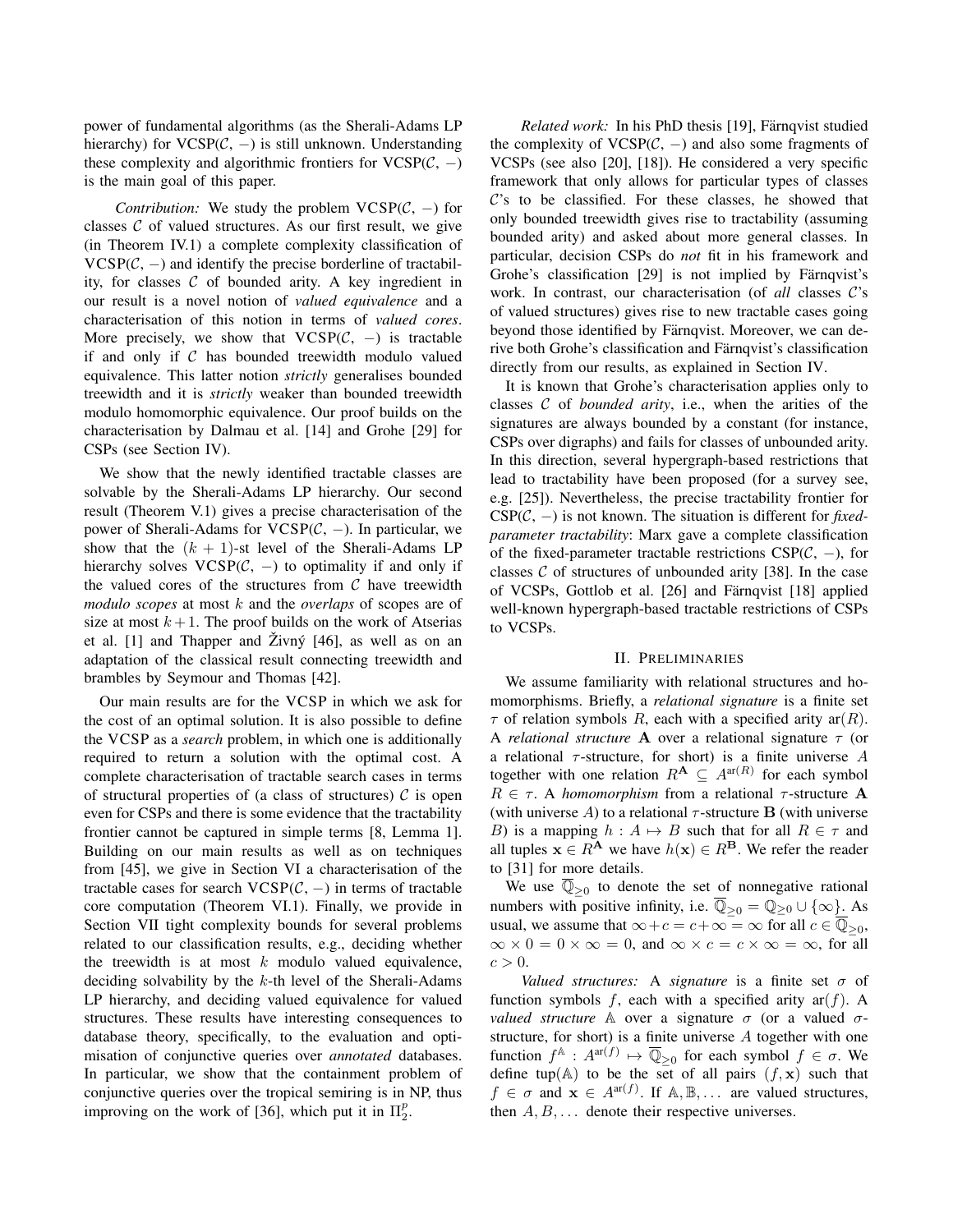power of fundamental algorithms (as the Sherali-Adams LP hierarchy) for VCSP($\mathcal{C}$, $-$) is still unknown. Understanding these complexity and algorithmic frontiers for VCSP($\mathcal{C}$, $-$) is the main goal of this paper.

*Contribution:* We study the problem VCSP($\mathcal{C}$, $-$) for classes $\mathcal{C}$ of valued structures. As our first result, we give (in Theorem IV.1) a complete complexity classification of VCSP($\mathcal{C}$, $-$) and identify the precise borderline of tractability, for classes $\mathcal{C}$ of bounded arity. A key ingredient in our result is a novel notion of *valued equivalence* and a characterisation of this notion in terms of *valued cores*. More precisely, we show that VCSP($\mathcal{C}$, $-$) is tractable if and only if $\mathcal{C}$ has bounded treewidth modulo valued equivalence. This latter notion *strictly* generalises bounded treewidth and it is *strictly* weaker than bounded treewidth modulo homomorphic equivalence. Our proof builds on the characterisation by Dalmau et al. [14] and Grohe [29] for CSPs (see Section IV).

We show that the newly identified tractable classes are solvable by the Sherali-Adams LP hierarchy. Our second result (Theorem V.1) gives a precise characterisation of the power of Sherali-Adams for VCSP($\mathcal{C}$, $-$). In particular, we show that the $(k+1)$-st level of the Sherali-Adams LP hierarchy solves VCSP($\mathcal{C}$, $-$) to optimality if and only if the valued cores of the structures from $\mathcal{C}$ have treewidth *modulo scopes* at most $k$ and the *overlaps* of scopes are of size at most $k+1$. The proof builds on the work of Atserias et al. [1] and Thapper and Živný [46], as well as on an adaptation of the classical result connecting treewidth and brambles by Seymour and Thomas [42].

Our main results are for the VCSP in which we ask for the cost of an optimal solution. It is also possible to define the VCSP as a *search* problem, in which one is additionally required to return a solution with the optimal cost. A complete characterisation of tractable search cases in terms of structural properties of (a class of structures) $\mathcal{C}$ is open even for CSPs and there is some evidence that the tractability frontier cannot be captured in simple terms [8, Lemma 1]. Building on our main results as well as on techniques from [45], we give in Section VI a characterisation of the tractable cases for search VCSP($\mathcal{C}$, $-$) in terms of tractable core computation (Theorem VI.1). Finally, we provide in Section VII tight complexity bounds for several problems related to our classification results, e.g., deciding whether the treewidth is at most $k$ modulo valued equivalence, deciding solvability by the $k$-th level of the Sherali-Adams LP hierarchy, and deciding valued equivalence for valued structures. These results have interesting consequences to database theory, specifically, to the evaluation and optimisation of conjunctive queries over *annotated* databases. In particular, we show that the containment problem of conjunctive queries over the tropical semiring is in NP, thus improving on the work of [36], which put it in $\Pi_2^p$.

*Related work:* In his PhD thesis [19], Färnqvist studied the complexity of VCSP($\mathcal{C}$, $-$) and also some fragments of VCSPs (see also [20], [18]). He considered a very specific framework that only allows for particular types of classes $\mathcal{C}$'s to be classified. For these classes, he showed that only bounded treewidth gives rise to tractability (assuming bounded arity) and asked about more general classes. In particular, decision CSPs do *not* fit in his framework and Grohe's classification [29] is not implied by Färnqvist's work. In contrast, our characterisation (of *all* classes $\mathcal{C}$'s of valued structures) gives rise to new tractable cases going beyond those identified by Färnqvist. Moreover, we can derive both Grohe's classification and Färnqvist's classification directly from our results, as explained in Section IV.

It is known that Grohe's characterisation applies only to classes $\mathcal{C}$ of *bounded arity*, i.e., when the arities of the signatures are always bounded by a constant (for instance, CSPs over digraphs) and fails for classes of unbounded arity. In this direction, several hypergraph-based restrictions that lead to tractability have been proposed (for a survey see, e.g. [25]). Nevertheless, the precise tractability frontier for CSP($\mathcal{C}$, $-$) is not known. The situation is different for *fixed-parameter tractability*: Marx gave a complete classification of the fixed-parameter tractable restrictions CSP($\mathcal{C}$, $-$), for classes $\mathcal{C}$ of structures of unbounded arity [38]. In the case of VCSPs, Gottlob et al. [26] and Färnqvist [18] applied well-known hypergraph-based tractable restrictions of CSPs to VCSPs.

## II. Preliminaries

We assume familiarity with relational structures and homomorphisms. Briefly, a *relational signature* is a finite set $\tau$ of relation symbols $R$, each with a specified arity $\text{ar}(R)$. A *relational structure* $\mathbf{A}$ over a relational signature $\tau$ (or a relational $\tau$-structure, for short) is a finite universe $A$ together with one relation $R^{\mathbf{A}} \subseteq A^{\text{ar}(R)}$ for each symbol $R \in \tau$. A *homomorphism* from a relational $\tau$-structure $\mathbf{A}$ (with universe $A$) to a relational $\tau$-structure $\mathbf{B}$ (with universe $B$) is a mapping $h : A \mapsto B$ such that for all $R \in \tau$ and all tuples $\mathbf{x} \in R^{\mathbf{A}}$ we have $h(\mathbf{x}) \in R^{\mathbf{B}}$. We refer the reader to [31] for more details.

We use $\overline{\mathbb{Q}}_{\geq 0}$ to denote the set of nonnegative rational numbers with positive infinity, i.e. $\overline{\mathbb{Q}}_{\geq 0} = \mathbb{Q}_{\geq 0} \cup \{\infty\}$. As usual, we assume that $\infty + c = c + \infty = \infty$ for all $c \in \overline{\mathbb{Q}}_{\geq 0}$, $\infty \times 0 = 0 \times \infty = 0$, and $\infty \times c = c \times \infty = \infty$, for all $c > 0$.

*Valued structures:* A *signature* is a finite set $\sigma$ of function symbols $f$, each with a specified arity $\text{ar}(f)$. A *valued structure* $\mathbb{A}$ over a signature $\sigma$ (or a valued $\sigma$-structure, for short) is a finite universe $A$ together with one function $f^{\mathbb{A}} : A^{\text{ar}(f)} \mapsto \overline{\mathbb{Q}}_{\geq 0}$ for each symbol $f \in \sigma$. We define $\text{tup}(\mathbb{A})$ to be the set of all pairs $(f, \mathbf{x})$ such that $f \in \sigma$ and $\mathbf{x} \in A^{\text{ar}(f)}$. If $\mathbb{A}, \mathbb{B}, \ldots$ are valued structures, then $A, B, \ldots$ denote their respective universes.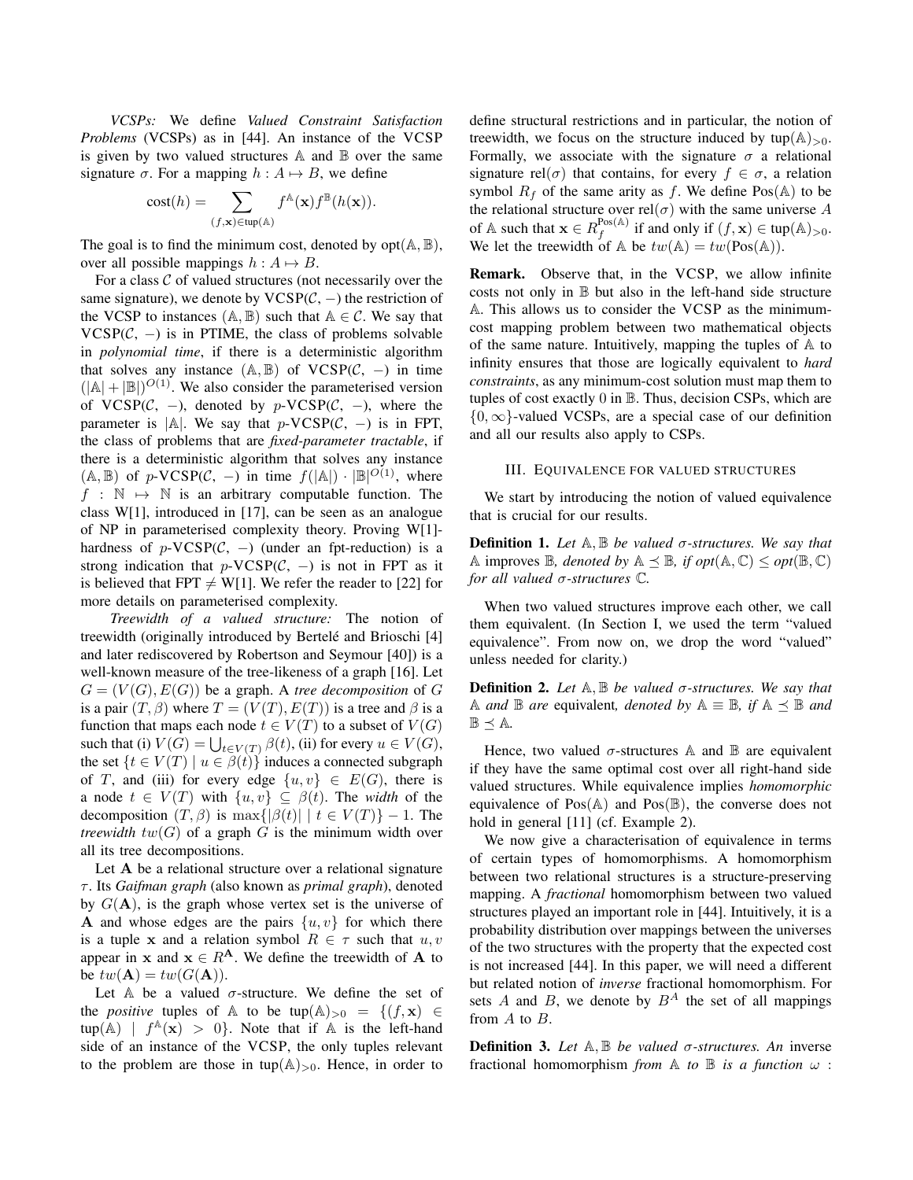*VCSPs:* We define *Valued Constraint Satisfaction Problems* (VCSPs) as in [44]. An instance of the VCSP is given by two valued structures $\mathbb{A}$ and $\mathbb{B}$ over the same signature $\sigma$. For a mapping $h : A \mapsto B$, we define

$$\text{cost}(h) = \sum_{(f,\mathbf{x}) \in \text{tup}(\mathbb{A})} f^{\mathbb{A}}(\mathbf{x}) f^{\mathbb{B}}(h(\mathbf{x})).$$

The goal is to find the minimum cost, denoted by $\text{opt}(\mathbb{A}, \mathbb{B})$, over all possible mappings $h : A \mapsto B$.

For a class $\mathcal{C}$ of valued structures (not necessarily over the same signature), we denote by $\text{VCSP}(\mathcal{C}, -)$ the restriction of the VCSP to instances $(\mathbb{A}, \mathbb{B})$ such that $\mathbb{A} \in \mathcal{C}$. We say that $\text{VCSP}(\mathcal{C}, -)$ is in PTIME, the class of problems solvable in *polynomial time*, if there is a deterministic algorithm that solves any instance $(\mathbb{A}, \mathbb{B})$ of $\text{VCSP}(\mathcal{C}, -)$ in time $(|\mathbb{A}| + |\mathbb{B}|)^{O(1)}$. We also consider the parameterised version of $\text{VCSP}(\mathcal{C}, -)$, denoted by $p\text{-VCSP}(\mathcal{C}, -)$, where the parameter is $|\mathbb{A}|$. We say that $p\text{-VCSP}(\mathcal{C}, -)$ is in FPT, the class of problems that are *fixed-parameter tractable*, if there is a deterministic algorithm that solves any instance $(\mathbb{A}, \mathbb{B})$ of $p\text{-VCSP}(\mathcal{C}, -)$ in time $f(|\mathbb{A}|) \cdot |\mathbb{B}|^{O(1)}$, where $f : \mathbb{N} \mapsto \mathbb{N}$ is an arbitrary computable function. The class W[1], introduced in [17], can be seen as an analogue of NP in parameterised complexity theory. Proving W[1]-hardness of $p\text{-VCSP}(\mathcal{C}, -)$ (under an fpt-reduction) is a strong indication that $p\text{-VCSP}(\mathcal{C}, -)$ is not in FPT as it is believed that FPT $\neq$ W[1]. We refer the reader to [22] for more details on parameterised complexity.

*Treewidth of a valued structure:* The notion of treewidth (originally introduced by Bertelé and Brioschi [4] and later rediscovered by Robertson and Seymour [40]) is a well-known measure of the tree-likeness of a graph [16]. Let $G = (V(G), E(G))$ be a graph. A *tree decomposition* of $G$ is a pair $(T, \beta)$ where $T = (V(T), E(T))$ is a tree and $\beta$ is a function that maps each node $t \in V(T)$ to a subset of $V(G)$ such that (i) $V(G) = \bigcup_{t \in V(T)} \beta(t)$, (ii) for every $u \in V(G)$, the set $\{t \in V(T) \mid u \in \beta(t)\}$ induces a connected subgraph of $T$, and (iii) for every edge $\{u, v\} \in E(G)$, there is a node $t \in V(T)$ with $\{u, v\} \subseteq \beta(t)$. The *width* of the decomposition $(T, \beta)$ is $\max\{|\beta(t)| \mid t \in V(T)\} - 1$. The *treewidth* $tw(G)$ of a graph $G$ is the minimum width over all its tree decompositions.

Let $\mathbf{A}$ be a relational structure over a relational signature $\tau$. Its *Gaifman graph* (also known as *primal graph*), denoted by $G(\mathbf{A})$, is the graph whose vertex set is the universe of $\mathbf{A}$ and whose edges are the pairs $\{u, v\}$ for which there is a tuple $\mathbf{x}$ and a relation symbol $R \in \tau$ such that $u, v$ appear in $\mathbf{x}$ and $\mathbf{x} \in R^{\mathbf{A}}$. We define the treewidth of $\mathbf{A}$ to be $tw(\mathbf{A}) = tw(G(\mathbf{A}))$.

Let $\mathbb{A}$ be a valued $\sigma$-structure. We define the set of the *positive* tuples of $\mathbb{A}$ to be $\text{tup}(\mathbb{A})_{>0} = \{(f, \mathbf{x}) \in \text{tup}(\mathbb{A}) \mid f^{\mathbb{A}}(\mathbf{x}) > 0\}$. Note that if $\mathbb{A}$ is the left-hand side of an instance of the VCSP, the only tuples relevant to the problem are those in $\text{tup}(\mathbb{A})_{>0}$. Hence, in order to define structural restrictions and in particular, the notion of treewidth, we focus on the structure induced by $\text{tup}(\mathbb{A})_{>0}$. Formally, we associate with the signature $\sigma$ a relational signature $\text{rel}(\sigma)$ that contains, for every $f \in \sigma$, a relation symbol $R_f$ of the same arity as $f$. We define $\text{Pos}(\mathbb{A})$ to be the relational structure over $\text{rel}(\sigma)$ with the same universe $A$ of $\mathbb{A}$ such that $\mathbf{x} \in R_f^{\text{Pos}(\mathbb{A})}$ if and only if $(f, \mathbf{x}) \in \text{tup}(\mathbb{A})_{>0}$. We let the treewidth of $\mathbb{A}$ be $tw(\mathbb{A}) = tw(\text{Pos}(\mathbb{A}))$.

**Remark.** Observe that, in the VCSP, we allow infinite costs not only in $\mathbb{B}$ but also in the left-hand side structure $\mathbb{A}$. This allows us to consider the VCSP as the minimum-cost mapping problem between two mathematical objects of the same nature. Intuitively, mapping the tuples of $\mathbb{A}$ to infinity ensures that those are logically equivalent to *hard constraints*, as any minimum-cost solution must map them to tuples of cost exactly 0 in $\mathbb{B}$. Thus, decision CSPs, which are $\{0, \infty\}$-valued VCSPs, are a special case of our definition and all our results also apply to CSPs.

## III. Equivalence for valued structures

We start by introducing the notion of valued equivalence that is crucial for our results.

**Definition 1.** *Let $\mathbb{A}, \mathbb{B}$ be valued $\sigma$-structures. We say that $\mathbb{A}$* improves *$\mathbb{B}$, denoted by $\mathbb{A} \preceq \mathbb{B}$, if $\text{opt}(\mathbb{A}, \mathbb{C}) \leq \text{opt}(\mathbb{B}, \mathbb{C})$ for all valued $\sigma$-structures $\mathbb{C}$.*

When two valued structures improve each other, we call them equivalent. (In Section I, we used the term "valued equivalence". From now on, we drop the word "valued" unless needed for clarity.)

**Definition 2.** *Let $\mathbb{A}, \mathbb{B}$ be valued $\sigma$-structures. We say that $\mathbb{A}$ and $\mathbb{B}$ are* equivalent*, denoted by $\mathbb{A} \equiv \mathbb{B}$, if $\mathbb{A} \preceq \mathbb{B}$ and $\mathbb{B} \preceq \mathbb{A}$.*

Hence, two valued $\sigma$-structures $\mathbb{A}$ and $\mathbb{B}$ are equivalent if they have the same optimal cost over all right-hand side valued structures. While equivalence implies *homomorphic* equivalence of $\text{Pos}(\mathbb{A})$ and $\text{Pos}(\mathbb{B})$, the converse does not hold in general [11] (cf. Example 2).

We now give a characterisation of equivalence in terms of certain types of homomorphisms. A homomorphism between two relational structures is a structure-preserving mapping. A *fractional* homomorphism between two valued structures played an important role in [44]. Intuitively, it is a probability distribution over mappings between the universes of the two structures with the property that the expected cost is not increased [44]. In this paper, we will need a different but related notion of *inverse* fractional homomorphism. For sets $A$ and $B$, we denote by $B^A$ the set of all mappings from $A$ to $B$.

**Definition 3.** *Let $\mathbb{A}, \mathbb{B}$ be valued $\sigma$-structures. An* inverse fractional homomorphism *from $\mathbb{A}$ to $\mathbb{B}$ is a function $\omega$ :*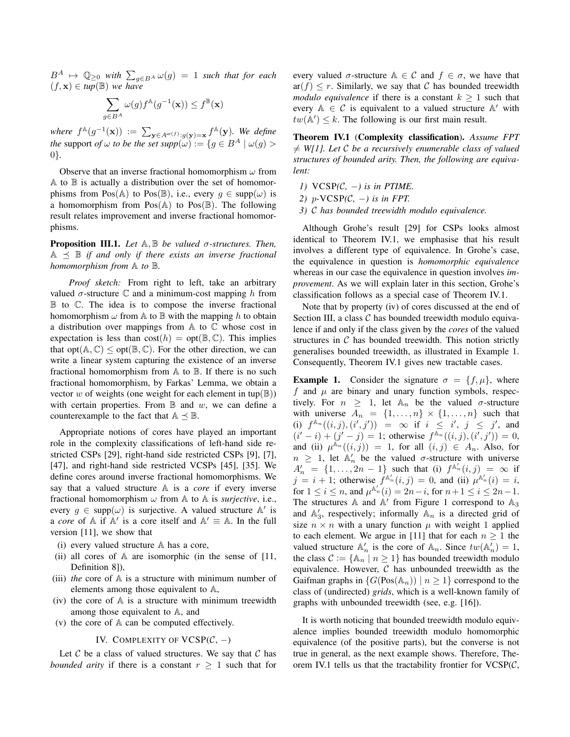$B^A \mapsto \mathbb{Q}_{\geq 0}$ *with* $\sum_{g \in B^A} \omega(g) = 1$ *such that for each* $(f, \mathbf{x}) \in tup(\mathbb{B})$ *we have*

$$\sum_{g \in B^A} \omega(g) f^{\mathbb{A}}(g^{-1}(\mathbf{x})) \leq f^{\mathbb{B}}(\mathbf{x})$$

*where* $f^{\mathbb{A}}(g^{-1}(\mathbf{x})) := \sum_{\mathbf{y} \in A^{ar(f)}: g(\mathbf{y}) = \mathbf{x}} f^{\mathbb{A}}(\mathbf{y})$. *We define the* support *of* $\omega$ *to be the set* $supp(\omega) := \{g \in B^A \mid \omega(g) > 0\}$.

Observe that an inverse fractional homomorphism $\omega$ from $\mathbb{A}$ to $\mathbb{B}$ is actually a distribution over the set of homomorphisms from $\mathrm{Pos}(\mathbb{A})$ to $\mathrm{Pos}(\mathbb{B})$, i.e., every $g \in \mathrm{supp}(\omega)$ is a homomorphism from $\mathrm{Pos}(\mathbb{A})$ to $\mathrm{Pos}(\mathbb{B})$. The following result relates improvement and inverse fractional homomorphisms.

**Proposition III.1.** *Let* $\mathbb{A}, \mathbb{B}$ *be valued* $\sigma$*-structures. Then,* $\mathbb{A} \preceq \mathbb{B}$ *if and only if there exists an inverse fractional homomorphism from* $\mathbb{A}$ *to* $\mathbb{B}$.

*Proof sketch:* From right to left, take an arbitrary valued $\sigma$-structure $\mathbb{C}$ and a minimum-cost mapping $h$ from $\mathbb{B}$ to $\mathbb{C}$. The idea is to compose the inverse fractional homomorphism $\omega$ from $\mathbb{A}$ to $\mathbb{B}$ with the mapping $h$ to obtain a distribution over mappings from $\mathbb{A}$ to $\mathbb{C}$ whose cost in expectation is less than $\mathrm{cost}(h) = \mathrm{opt}(\mathbb{B}, \mathbb{C})$. This implies that $\mathrm{opt}(\mathbb{A}, \mathbb{C}) \leq \mathrm{opt}(\mathbb{B}, \mathbb{C})$. For the other direction, we can write a linear system capturing the existence of an inverse fractional homomorphism from $\mathbb{A}$ to $\mathbb{B}$. If there is no such fractional homomorphism, by Farkas' Lemma, we obtain a vector $w$ of weights (one weight for each element in $\mathrm{tup}(\mathbb{B})$) with certain properties. From $\mathbb{B}$ and $w$, we can define a counterexample to the fact that $\mathbb{A} \preceq \mathbb{B}$.

Appropriate notions of cores have played an important role in the complexity classifications of left-hand side restricted CSPs [29], right-hand side restricted CSPs [9], [7], [47], and right-hand side restricted VCSPs [45], [35]. We define cores around inverse fractional homomorphisms. We say that a valued structure $\mathbb{A}$ is a *core* if every inverse fractional homomorphism $\omega$ from $\mathbb{A}$ to $\mathbb{A}$ is *surjective*, i.e., every $g \in \mathrm{supp}(\omega)$ is surjective. A valued structure $\mathbb{A}'$ is a *core* of $\mathbb{A}$ if $\mathbb{A}'$ is a core itself and $\mathbb{A}' \equiv \mathbb{A}$. In the full version [11], we show that

(i) every valued structure $\mathbb{A}$ has a core,
(ii) all cores of $\mathbb{A}$ are isomorphic (in the sense of [11, Definition 8]),
(iii) *the* core of $\mathbb{A}$ is a structure with minimum number of elements among those equivalent to $\mathbb{A}$,
(iv) the core of $\mathbb{A}$ is a structure with minimum treewidth among those equivalent to $\mathbb{A}$, and
(v) the core of $\mathbb{A}$ can be computed effectively.

## IV. Complexity of VCSP($\mathcal{C}$, $-$)

Let $\mathcal{C}$ be a class of valued structures. We say that $\mathcal{C}$ has *bounded arity* if there is a constant $r \geq 1$ such that for every valued $\sigma$-structure $\mathbb{A} \in \mathcal{C}$ and $f \in \sigma$, we have that $\mathrm{ar}(f) \leq r$. Similarly, we say that $\mathcal{C}$ has bounded treewidth *modulo equivalence* if there is a constant $k \geq 1$ such that every $\mathbb{A} \in \mathcal{C}$ is equivalent to a valued structure $\mathbb{A}'$ with $tw(\mathbb{A}') \leq k$. The following is our first main result.

**Theorem IV.1** (**Complexity classification**). *Assume FPT $\neq$ W[1]. Let* $\mathcal{C}$ *be a recursively enumerable class of valued structures of bounded arity. Then, the following are equivalent:*

1) VCSP*($\mathcal{C}$, $-$) is in PTIME.*
2) $p$-VCSP*($\mathcal{C}$, $-$) is in FPT.*
3) $\mathcal{C}$ *has bounded treewidth modulo equivalence.*

Although Grohe's result [29] for CSPs looks almost identical to Theorem IV.1, we emphasise that his result involves a different type of equivalence. In Grohe's case, the equivalence in question is *homomorphic equivalence* whereas in our case the equivalence in question involves *improvement*. As we will explain later in this section, Grohe's classification follows as a special case of Theorem IV.1.

Note that by property (iv) of cores discussed at the end of Section III, a class $\mathcal{C}$ has bounded treewidth modulo equivalence if and only if the class given by the *cores* of the valued structures in $\mathcal{C}$ has bounded treewidth. This notion strictly generalises bounded treewidth, as illustrated in Example 1. Consequently, Theorem IV.1 gives new tractable cases.

**Example 1.** Consider the signature $\sigma = \{f, \mu\}$, where $f$ and $\mu$ are binary and unary function symbols, respectively. For $n \geq 1$, let $\mathbb{A}_n$ be the valued $\sigma$-structure with universe $A_n = \{1, \ldots, n\} \times \{1, \ldots, n\}$ such that (i) $f^{\mathbb{A}_n}((i,j),(i',j')) = \infty$ if $i \leq i'$, $j \leq j'$, and $(i' - i) + (j' - j) = 1$; otherwise $f^{\mathbb{A}_n}((i,j),(i',j')) = 0$, and (ii) $\mu^{\mathbb{A}_n}((i,j)) = 1$, for all $(i,j) \in A_n$. Also, for $n \geq 1$, let $\mathbb{A}'_n$ be the valued $\sigma$-structure with universe $A'_n = \{1, \ldots, 2n-1\}$ such that (i) $f^{\mathbb{A}'_n}(i,j) = \infty$ if $j = i+1$; otherwise $f^{\mathbb{A}'_n}(i,j) = 0$, and (ii) $\mu^{\mathbb{A}'_n}(i) = i$, for $1 \leq i \leq n$, and $\mu^{\mathbb{A}'_n}(i) = 2n - i$, for $n+1 \leq i \leq 2n-1$. The structures $\mathbb{A}$ and $\mathbb{A}'$ from Figure 1 correspond to $\mathbb{A}_3$ and $\mathbb{A}'_3$, respectively; informally $\mathbb{A}_n$ is a directed grid of size $n \times n$ with a unary function $\mu$ with weight 1 applied to each element. We argue in [11] that for each $n \geq 1$ the valued structure $\mathbb{A}'_n$ is the core of $\mathbb{A}_n$. Since $tw(\mathbb{A}'_n) = 1$, the class $\mathcal{C} := \{\mathbb{A}_n \mid n \geq 1\}$ has bounded treewidth modulo equivalence. However, $\mathcal{C}$ has unbounded treewidth as the Gaifman graphs in $\{G(\mathrm{Pos}(\mathbb{A}_n)) \mid n \geq 1\}$ correspond to the class of (undirected) *grids*, which is a well-known family of graphs with unbounded treewidth (see, e.g. [16]).

It is worth noticing that bounded treewidth modulo equivalence implies bounded treewidth modulo homomorphic equivalence (of the positive parts), but the converse is not true in general, as the next example shows. Therefore, Theorem IV.1 tells us that the tractability frontier for VCSP($\mathcal{C}$,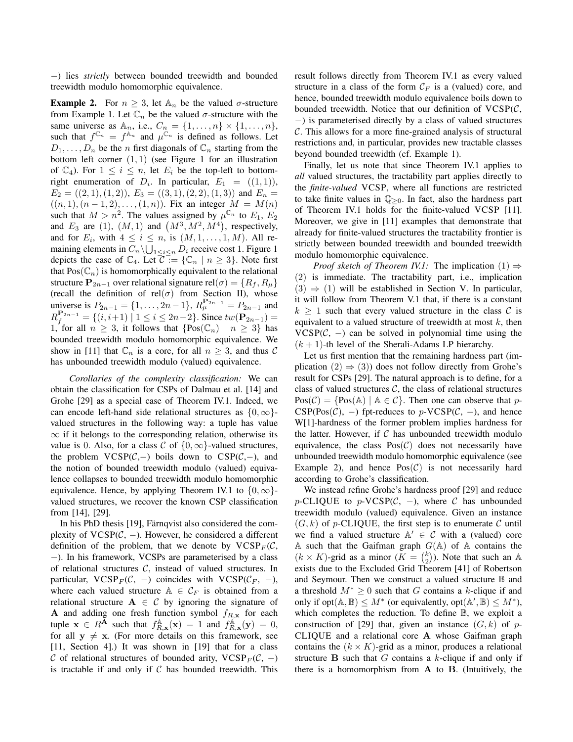−) lies *strictly* between bounded treewidth and bounded treewidth modulo homomorphic equivalence.

**Example 2.** For $n \geq 3$, let $\mathbb{A}_n$ be the valued $\sigma$-structure from Example 1. Let $\mathbb{C}_n$ be the valued $\sigma$-structure with the same universe as $\mathbb{A}_n$, i.e., $C_n = \{1, \ldots, n\} \times \{1, \ldots, n\}$, such that $f^{\mathbb{C}_n} = f^{\mathbb{A}_n}$ and $\mu^{\mathbb{C}_n}$ is defined as follows. Let $D_1, \ldots, D_n$ be the $n$ first diagonals of $\mathbb{C}_n$ starting from the bottom left corner $(1,1)$ (see Figure 1 for an illustration of $\mathbb{C}_4$). For $1 \leq i \leq n$, let $E_i$ be the top-left to bottom-right enumeration of $D_i$. In particular, $E_1 = ((1,1))$, $E_2 = ((2,1),(1,2))$, $E_3 = ((3,1),(2,2),(1,3))$ and $E_n = ((n,1),(n-1,2),\ldots,(1,n))$. Fix an integer $M = M(n)$ such that $M > n^2$. The values assigned by $\mu^{\mathbb{C}_n}$ to $E_1$, $E_2$ and $E_3$ are $(1)$, $(M,1)$ and $(M^3, M^2, M^4)$, respectively, and for $E_i$, with $4 \leq i \leq n$, is $(M, 1, \ldots, 1, M)$. All remaining elements in $C_n \setminus \bigcup_{1 \leq i \leq n} D_i$ receive cost 1. Figure 1 depicts the case of $\mathbb{C}_4$. Let $\mathcal{C} := \{\mathbb{C}_n \mid n \geq 3\}$. Note first that $\text{Pos}(\mathbb{C}_n)$ is homomorphically equivalent to the relational structure $\mathbf{P}_{2n-1}$ over relational signature $\text{rel}(\sigma) = \{R_f, R_\mu\}$ (recall the definition of $\text{rel}(\sigma)$ from Section II), whose universe is $P_{2n-1} = \{1, \ldots, 2n-1\}$, $R_\mu^{\mathbf{P}_{2n-1}} = P_{2n-1}$ and $R_f^{\mathbf{P}_{2n-1}} = \{(i, i+1) \mid 1 \leq i \leq 2n-2\}$. Since $tw(\mathbf{P}_{2n-1}) = 1$, for all $n \geq 3$, it follows that $\{\text{Pos}(\mathbb{C}_n) \mid n \geq 3\}$ has bounded treewidth modulo homomorphic equivalence. We show in [11] that $\mathbb{C}_n$ is a core, for all $n \geq 3$, and thus $\mathcal{C}$ has unbounded treewidth modulo (valued) equivalence.

*Corollaries of the complexity classification:* We can obtain the classification for CSPs of Dalmau et al. [14] and Grohe [29] as a special case of Theorem IV.1. Indeed, we can encode left-hand side relational structures as $\{0, \infty\}$-valued structures in the following way: a tuple has value $\infty$ if it belongs to the corresponding relation, otherwise its value is 0. Also, for a class $\mathcal{C}$ of $\{0, \infty\}$-valued structures, the problem VCSP($\mathcal{C}$,−) boils down to CSP($\mathcal{C}$,−), and the notion of bounded treewidth modulo (valued) equivalence collapses to bounded treewidth modulo homomorphic equivalence. Hence, by applying Theorem IV.1 to $\{0, \infty\}$-valued structures, we recover the known CSP classification from [14], [29].

In his PhD thesis [19], Färnqvist also considered the complexity of VCSP($\mathcal{C}$, −). However, he considered a different definition of the problem, that we denote by $\text{VCSP}_F(\mathcal{C}, -)$. In his framework, VCSPs are parameterised by a class of relational structures $\mathcal{C}$, instead of valued structures. In particular, $\text{VCSP}_F(\mathcal{C}, -)$ coincides with $\text{VCSP}(\mathcal{C}_F, -)$, where each valued structure $\mathbb{A} \in \mathcal{C}_F$ is obtained from a relational structure $\mathbf{A} \in \mathcal{C}$ by ignoring the signature of $\mathbf{A}$ and adding one fresh function symbol $f_{R,\mathbf{x}}$ for each tuple $\mathbf{x} \in R^{\mathbf{A}}$ such that $f_{R,\mathbf{x}}^{\mathbb{A}}(\mathbf{x}) = 1$ and $f_{R,\mathbf{x}}^{\mathbb{A}}(\mathbf{y}) = 0$, for all $\mathbf{y} \neq \mathbf{x}$. (For more details on this framework, see [11, Section 4].) It was shown in [19] that for a class $\mathcal{C}$ of relational structures of bounded arity, $\text{VCSP}_F(\mathcal{C}, -)$ is tractable if and only if $\mathcal{C}$ has bounded treewidth. This result follows directly from Theorem IV.1 as every valued structure in a class of the form $\mathcal{C}_F$ is a (valued) core, and hence, bounded treewidth modulo equivalence boils down to bounded treewidth. Notice that our definition of VCSP($\mathcal{C}$, −) is parameterised directly by a class of valued structures $\mathcal{C}$. This allows for a more fine-grained analysis of structural restrictions and, in particular, provides new tractable classes beyond bounded treewidth (cf. Example 1).

Finally, let us note that since Theorem IV.1 applies to *all* valued structures, the tractability part applies directly to the *finite-valued* VCSP, where all functions are restricted to take finite values in $\mathbb{Q}_{\geq 0}$. In fact, also the hardness part of Theorem IV.1 holds for the finite-valued VCSP [11]. Moreover, we give in [11] examples that demonstrate that already for finite-valued structures the tractability frontier is strictly between bounded treewidth and bounded treewidth modulo homomorphic equivalence.

*Proof sketch of Theorem IV.1:* The implication $(1) \Rightarrow (2)$ is immediate. The tractability part, i.e., implication $(3) \Rightarrow (1)$ will be established in Section V. In particular, it will follow from Theorem V.1 that, if there is a constant $k \geq 1$ such that every valued structure in the class $\mathcal{C}$ is equivalent to a valued structure of treewidth at most $k$, then VCSP($\mathcal{C}$, −) can be solved in polynomial time using the $(k+1)$-th level of the Sherali-Adams LP hierarchy.

Let us first mention that the remaining hardness part (implication $(2) \Rightarrow (3)$) does not follow directly from Grohe's result for CSPs [29]. The natural approach is to define, for a class of valued structures $\mathcal{C}$, the class of relational structures $\text{Pos}(\mathcal{C}) = \{\text{Pos}(\mathbb{A}) \mid \mathbb{A} \in \mathcal{C}\}$. Then one can observe that $p$-CSP(Pos($\mathcal{C}$), −) fpt-reduces to $p$-VCSP($\mathcal{C}$, −), and hence W[1]-hardness of the former problem implies hardness for the latter. However, if $\mathcal{C}$ has unbounded treewidth modulo equivalence, the class Pos($\mathcal{C}$) does not necessarily have unbounded treewidth modulo homomorphic equivalence (see Example 2), and hence Pos($\mathcal{C}$) is not necessarily hard according to Grohe's classification.

We instead refine Grohe's hardness proof [29] and reduce $p$-CLIQUE to $p$-VCSP($\mathcal{C}$, −), where $\mathcal{C}$ has unbounded treewidth modulo (valued) equivalence. Given an instance $(G, k)$ of $p$-CLIQUE, the first step is to enumerate $\mathcal{C}$ until we find a valued structure $\mathbb{A}' \in \mathcal{C}$ with a (valued) core $\mathbb{A}$ such that the Gaifman graph $G(\mathbb{A})$ of $\mathbb{A}$ contains the $(k \times K)$-grid as a minor ($K = \binom{k}{2}$). Note that such an $\mathbb{A}$ exists due to the Excluded Grid Theorem [41] of Robertson and Seymour. Then we construct a valued structure $\mathbb{B}$ and a threshold $M^* \geq 0$ such that $G$ contains a $k$-clique if and only if $\text{opt}(\mathbb{A}, \mathbb{B}) \leq M^*$ (or equivalently, $\text{opt}(\mathbb{A}', \mathbb{B}) \leq M^*$), which completes the reduction. To define $\mathbb{B}$, we exploit a construction of [29] that, given an instance $(G, k)$ of $p$-CLIQUE and a relational core $\mathbf{A}$ whose Gaifman graph contains the $(k \times K)$-grid as a minor, produces a relational structure $\mathbf{B}$ such that $G$ contains a $k$-clique if and only if there is a homomorphism from $\mathbf{A}$ to $\mathbf{B}$. (Intuitively, the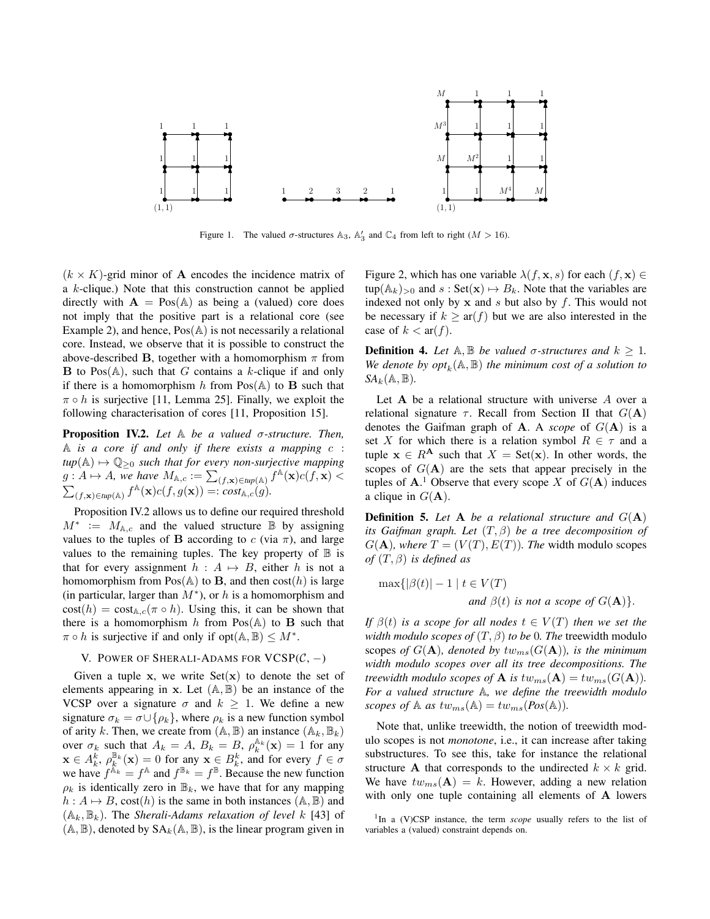Figure 1. The valued $\sigma$-structures $\mathbb{A}_3$, $\mathbb{A}'_3$ and $\mathbb{C}_4$ from left to right ($M > 16$).

$(k \times K)$-grid minor of $\mathbf{A}$ encodes the incidence matrix of a $k$-clique.) Note that this construction cannot be applied directly with $\mathbf{A} = \text{Pos}(\mathbb{A})$ as being a (valued) core does not imply that the positive part is a relational core (see Example 2), and hence, $\text{Pos}(\mathbb{A})$ is not necessarily a relational core. Instead, we observe that it is possible to construct the above-described $\mathbf{B}$, together with a homomorphism $\pi$ from $\mathbf{B}$ to $\text{Pos}(\mathbb{A})$, such that $G$ contains a $k$-clique if and only if there is a homomorphism $h$ from $\text{Pos}(\mathbb{A})$ to $\mathbf{B}$ such that $\pi \circ h$ is surjective [11, Lemma 25]. Finally, we exploit the following characterisation of cores [11, Proposition 15].

**Proposition IV.2.** *Let $\mathbb{A}$ be a valued $\sigma$-structure. Then, $\mathbb{A}$ is a core if and only if there exists a mapping $c : tup(\mathbb{A}) \mapsto \mathbb{Q}_{\geq 0}$ such that for every non-surjective mapping $g : A \mapsto A$, we have $M_{\mathbb{A},c} := \sum_{(f,\mathbf{x}) \in tup(\mathbb{A})} f^{\mathbb{A}}(\mathbf{x}) c(f, \mathbf{x}) < \sum_{(f,\mathbf{x}) \in tup(\mathbb{A})} f^{\mathbb{A}}(\mathbf{x}) c(f, g(\mathbf{x})) =: cost_{\mathbb{A},c}(g)$.*

Proposition IV.2 allows us to define our required threshold $M^* := M_{\mathbb{A},c}$ and the valued structure $\mathbb{B}$ by assigning values to the tuples of $\mathbf{B}$ according to $c$ (via $\pi$), and large values to the remaining tuples. The key property of $\mathbb{B}$ is that for every assignment $h : A \mapsto B$, either $h$ is not a homomorphism from $\text{Pos}(\mathbb{A})$ to $\mathbf{B}$, and then $\text{cost}(h)$ is large (in particular, larger than $M^*$), or $h$ is a homomorphism and $\text{cost}(h) = \text{cost}_{\mathbb{A},c}(\pi \circ h)$. Using this, it can be shown that there is a homomorphism $h$ from $\text{Pos}(\mathbb{A})$ to $\mathbf{B}$ such that $\pi \circ h$ is surjective if and only if $\text{opt}(\mathbb{A}, \mathbb{B}) \leq M^*$.

## V. Power of Sherali-Adams for VCSP($\mathcal{C}, -$)

Given a tuple $\mathbf{x}$, we write $\text{Set}(\mathbf{x})$ to denote the set of elements appearing in $\mathbf{x}$. Let $(\mathbb{A}, \mathbb{B})$ be an instance of the VCSP over a signature $\sigma$ and $k \geq 1$. We define a new signature $\sigma_k = \sigma \cup \{\rho_k\}$, where $\rho_k$ is a new function symbol of arity $k$. Then, we create from $(\mathbb{A}, \mathbb{B})$ an instance $(\mathbb{A}_k, \mathbb{B}_k)$ over $\sigma_k$ such that $A_k = A$, $B_k = B$, $\rho_k^{\mathbb{A}_k}(\mathbf{x}) = 1$ for any $\mathbf{x} \in A_k^k$, $\rho_k^{\mathbb{B}_k}(\mathbf{x}) = 0$ for any $\mathbf{x} \in B_k^k$, and for every $f \in \sigma$ we have $f^{\mathbb{A}_k} = f^{\mathbb{A}}$ and $f^{\mathbb{B}_k} = f^{\mathbb{B}}$. Because the new function $\rho_k$ is identically zero in $\mathbb{B}_k$, we have that for any mapping $h : A \mapsto B$, $\text{cost}(h)$ is the same in both instances $(\mathbb{A}, \mathbb{B})$ and $(\mathbb{A}_k, \mathbb{B}_k)$. The *Sherali-Adams relaxation of level* $k$ [43] of $(\mathbb{A}, \mathbb{B})$, denoted by $\text{SA}_k(\mathbb{A}, \mathbb{B})$, is the linear program given in Figure 2, which has one variable $\lambda(f, \mathbf{x}, s)$ for each $(f, \mathbf{x}) \in \text{tup}(\mathbb{A}_k)_{>0}$ and $s : \text{Set}(\mathbf{x}) \mapsto B_k$. Note that the variables are indexed not only by $\mathbf{x}$ and $s$ but also by $f$. This would not be necessary if $k \geq \text{ar}(f)$ but we are also interested in the case of $k < \text{ar}(f)$.

**Definition 4.** *Let $\mathbb{A}, \mathbb{B}$ be valued $\sigma$-structures and $k \geq 1$. We denote by $opt_k(\mathbb{A}, \mathbb{B})$ the minimum cost of a solution to $SA_k(\mathbb{A}, \mathbb{B})$.*

Let $\mathbf{A}$ be a relational structure with universe $A$ over a relational signature $\tau$. Recall from Section II that $G(\mathbf{A})$ denotes the Gaifman graph of $\mathbf{A}$. A *scope* of $G(\mathbf{A})$ is a set $X$ for which there is a relation symbol $R \in \tau$ and a tuple $\mathbf{x} \in R^{\mathbf{A}}$ such that $X = \text{Set}(\mathbf{x})$. In other words, the scopes of $G(\mathbf{A})$ are the sets that appear precisely in the tuples of $\mathbf{A}$.[1] Observe that every scope $X$ of $G(\mathbf{A})$ induces a clique in $G(\mathbf{A})$.

**Definition 5.** *Let $\mathbf{A}$ be a relational structure and $G(\mathbf{A})$ its Gaifman graph. Let $(T, \beta)$ be a tree decomposition of $G(\mathbf{A})$, where $T = (V(T), E(T))$. The* width modulo scopes *of $(T, \beta)$ is defined as*

$$\max\{|\beta(t)| - 1 \mid t \in V(T) \text{ and } \beta(t) \text{ is not a scope of } G(\mathbf{A})\}.$$

*If $\beta(t)$ is a scope for all nodes $t \in V(T)$ then we set the width modulo scopes of $(T, \beta)$ to be 0. The* treewidth modulo scopes *of $G(\mathbf{A})$, denoted by $tw_{ms}(G(\mathbf{A}))$, is the minimum width modulo scopes over all its tree decompositions. The treewidth modulo scopes of $\mathbf{A}$ is $tw_{ms}(\mathbf{A}) = tw_{ms}(G(\mathbf{A}))$. For a valued structure $\mathbb{A}$, we define the treewidth modulo scopes of $\mathbb{A}$ as $tw_{ms}(\mathbb{A}) = tw_{ms}(Pos(\mathbb{A}))$.*

Note that, unlike treewidth, the notion of treewidth modulo scopes is not *monotone*, i.e., it can increase after taking substructures. To see this, take for instance the relational structure $\mathbf{A}$ that corresponds to the undirected $k \times k$ grid. We have $tw_{ms}(\mathbf{A}) = k$. However, adding a new relation with only one tuple containing all elements of $\mathbf{A}$ lowers

[1] In a (V)CSP instance, the term *scope* usually refers to the list of variables a (valued) constraint depends on.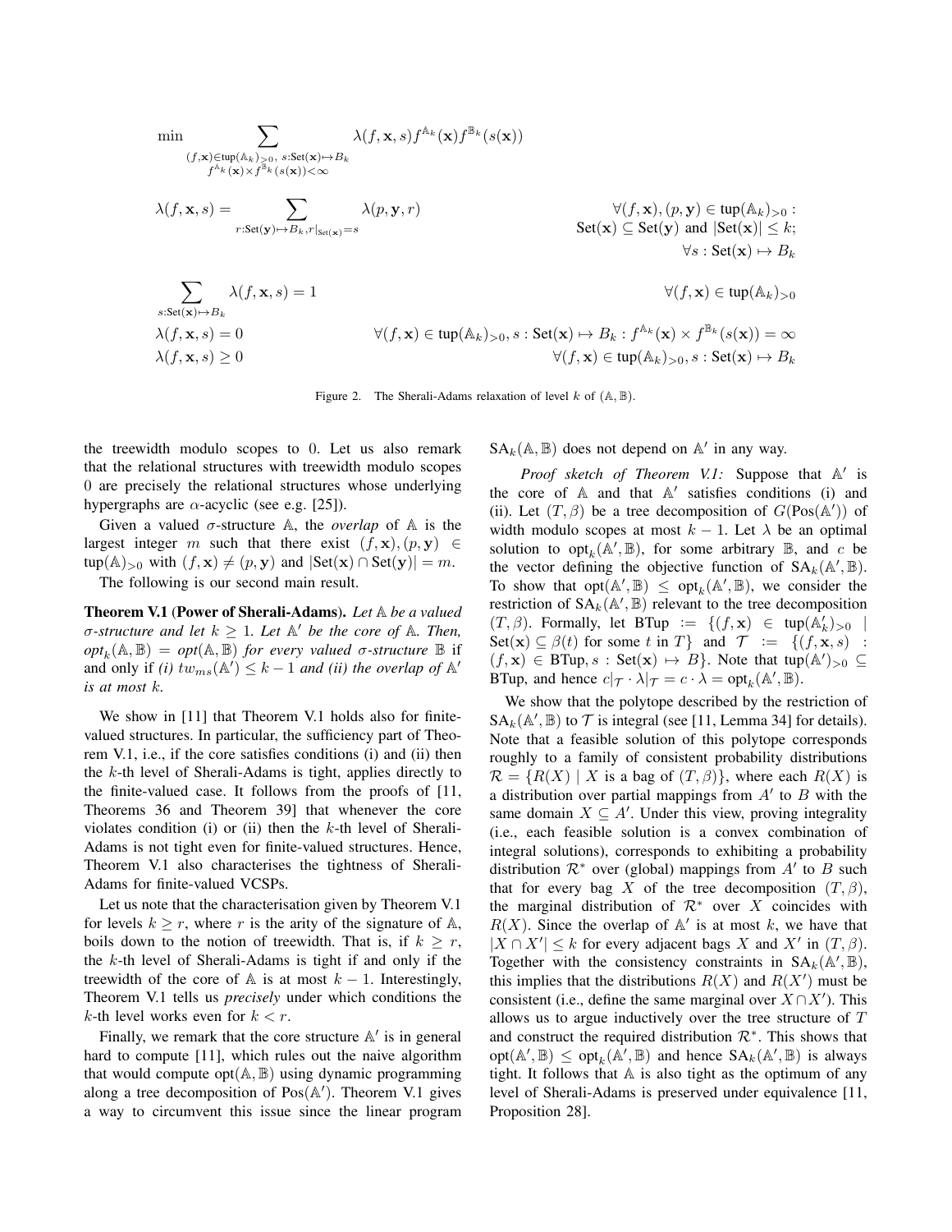$$\min \sum_{\substack{(f,\mathbf{x})\in \text{tup}(\mathbb{A}_k)_{>0},\ s:\text{Set}(\mathbf{x})\mapsto B_k \\ f^{\mathbb{A}_k}(\mathbf{x})\times f^{\mathbb{B}_k}(s(\mathbf{x}))<\infty}} \lambda(f,\mathbf{x},s) f^{\mathbb{A}_k}(\mathbf{x}) f^{\mathbb{B}_k}(s(\mathbf{x}))$$

$$\lambda(f,\mathbf{x},s) = \sum_{r:\text{Set}(\mathbf{y})\mapsto B_k, r|_{\text{Set}(\mathbf{x})}=s} \lambda(p,\mathbf{y},r) \qquad \forall (f,\mathbf{x}),(p,\mathbf{y}) \in \text{tup}(\mathbb{A}_k)_{>0}: \text{Set}(\mathbf{x}) \subseteq \text{Set}(\mathbf{y}) \text{ and } |\text{Set}(\mathbf{x})| \leq k; \ \forall s: \text{Set}(\mathbf{x}) \mapsto B_k$$

$$\sum_{s:\text{Set}(\mathbf{x})\mapsto B_k} \lambda(f,\mathbf{x},s) = 1 \qquad \forall (f,\mathbf{x}) \in \text{tup}(\mathbb{A}_k)_{>0}$$

$$\lambda(f,\mathbf{x},s) = 0 \qquad \forall (f,\mathbf{x}) \in \text{tup}(\mathbb{A}_k)_{>0}, s: \text{Set}(\mathbf{x}) \mapsto B_k : f^{\mathbb{A}_k}(\mathbf{x}) \times f^{\mathbb{B}_k}(s(\mathbf{x})) = \infty$$

$$\lambda(f,\mathbf{x},s) \geq 0 \qquad \forall (f,\mathbf{x}) \in \text{tup}(\mathbb{A}_k)_{>0}, s: \text{Set}(\mathbf{x}) \mapsto B_k$$

Figure 2. The Sherali-Adams relaxation of level $k$ of $(\mathbb{A}, \mathbb{B})$.

the treewidth modulo scopes to 0. Let us also remark that the relational structures with treewidth modulo scopes 0 are precisely the relational structures whose underlying hypergraphs are $\alpha$-acyclic (see e.g. [25]).

Given a valued $\sigma$-structure $\mathbb{A}$, the *overlap* of $\mathbb{A}$ is the largest integer $m$ such that there exist $(f,\mathbf{x}),(p,\mathbf{y}) \in \text{tup}(\mathbb{A})_{>0}$ with $(f,\mathbf{x}) \neq (p,\mathbf{y})$ and $|\text{Set}(\mathbf{x}) \cap \text{Set}(\mathbf{y})| = m$.

The following is our second main result.

**Theorem V.1 (Power of Sherali-Adams).** *Let $\mathbb{A}$ be a valued $\sigma$-structure and let $k \geq 1$. Let $\mathbb{A}'$ be the core of $\mathbb{A}$. Then, $opt_k(\mathbb{A},\mathbb{B}) = opt(\mathbb{A},\mathbb{B})$ for every valued $\sigma$-structure $\mathbb{B}$* if and only if *(i) $tw_{ms}(\mathbb{A}') \leq k-1$ and (ii) the overlap of $\mathbb{A}'$ is at most $k$.*

We show in [11] that Theorem V.1 holds also for finite-valued structures. In particular, the sufficiency part of Theorem V.1, i.e., if the core satisfies conditions (i) and (ii) then the $k$-th level of Sherali-Adams is tight, applies directly to the finite-valued case. It follows from the proofs of [11, Theorems 36 and Theorem 39] that whenever the core violates condition (i) or (ii) then the $k$-th level of Sherali-Adams is not tight even for finite-valued structures. Hence, Theorem V.1 also characterises the tightness of Sherali-Adams for finite-valued VCSPs.

Let us note that the characterisation given by Theorem V.1 for levels $k \geq r$, where $r$ is the arity of the signature of $\mathbb{A}$, boils down to the notion of treewidth. That is, if $k \geq r$, the $k$-th level of Sherali-Adams is tight if and only if the treewidth of the core of $\mathbb{A}$ is at most $k-1$. Interestingly, Theorem V.1 tells us *precisely* under which conditions the $k$-th level works even for $k < r$.

Finally, we remark that the core structure $\mathbb{A}'$ is in general hard to compute [11], which rules out the naive algorithm that would compute $\text{opt}(\mathbb{A},\mathbb{B})$ using dynamic programming along a tree decomposition of $\text{Pos}(\mathbb{A}')$. Theorem V.1 gives a way to circumvent this issue since the linear program $\text{SA}_k(\mathbb{A},\mathbb{B})$ does not depend on $\mathbb{A}'$ in any way.

*Proof sketch of Theorem V.1:* Suppose that $\mathbb{A}'$ is the core of $\mathbb{A}$ and that $\mathbb{A}'$ satisfies conditions (i) and (ii). Let $(T,\beta)$ be a tree decomposition of $G(\text{Pos}(\mathbb{A}'))$ of width modulo scopes at most $k-1$. Let $\lambda$ be an optimal solution to $\text{opt}_k(\mathbb{A}',\mathbb{B})$, for some arbitrary $\mathbb{B}$, and $c$ be the vector defining the objective function of $\text{SA}_k(\mathbb{A}',\mathbb{B})$. To show that $\text{opt}(\mathbb{A}',\mathbb{B}) \leq \text{opt}_k(\mathbb{A}',\mathbb{B})$, we consider the restriction of $\text{SA}_k(\mathbb{A}',\mathbb{B})$ relevant to the tree decomposition $(T,\beta)$. Formally, let $\text{BTup} := \{(f,\mathbf{x}) \in \text{tup}(\mathbb{A}'_k)_{>0} \mid \text{Set}(\mathbf{x}) \subseteq \beta(t) \text{ for some } t \text{ in } T\}$ and $\mathcal{T} := \{(f,\mathbf{x},s) : (f,\mathbf{x}) \in \text{BTup}, s: \text{Set}(\mathbf{x}) \mapsto B\}$. Note that $\text{tup}(\mathbb{A}')_{>0} \subseteq \text{BTup}$, and hence $c|_{\mathcal{T}} \cdot \lambda|_{\mathcal{T}} = c \cdot \lambda = \text{opt}_k(\mathbb{A}',\mathbb{B})$.

We show that the polytope described by the restriction of $\text{SA}_k(\mathbb{A}',\mathbb{B})$ to $\mathcal{T}$ is integral (see [11, Lemma 34] for details). Note that a feasible solution of this polytope corresponds roughly to a family of consistent probability distributions $\mathcal{R} = \{R(X) \mid X \text{ is a bag of } (T,\beta)\}$, where each $R(X)$ is a distribution over partial mappings from $A'$ to $B$ with the same domain $X \subseteq A'$. Under this view, proving integrality (i.e., each feasible solution is a convex combination of integral solutions), corresponds to exhibiting a probability distribution $\mathcal{R}^*$ over (global) mappings from $A'$ to $B$ such that for every bag $X$ of the tree decomposition $(T,\beta)$, the marginal distribution of $\mathcal{R}^*$ over $X$ coincides with $R(X)$. Since the overlap of $\mathbb{A}'$ is at most $k$, we have that $|X \cap X'| \leq k$ for every adjacent bags $X$ and $X'$ in $(T,\beta)$. Together with the consistency constraints in $\text{SA}_k(\mathbb{A}',\mathbb{B})$, this implies that the distributions $R(X)$ and $R(X')$ must be consistent (i.e., define the same marginal over $X \cap X'$). This allows us to argue inductively over the tree structure of $T$ and construct the required distribution $\mathcal{R}^*$. This shows that $\text{opt}(\mathbb{A}',\mathbb{B}) \leq \text{opt}_k(\mathbb{A}',\mathbb{B})$ and hence $\text{SA}_k(\mathbb{A}',\mathbb{B})$ is always tight. It follows that $\mathbb{A}$ is also tight as the optimum of any level of Sherali-Adams is preserved under equivalence [11, Proposition 28].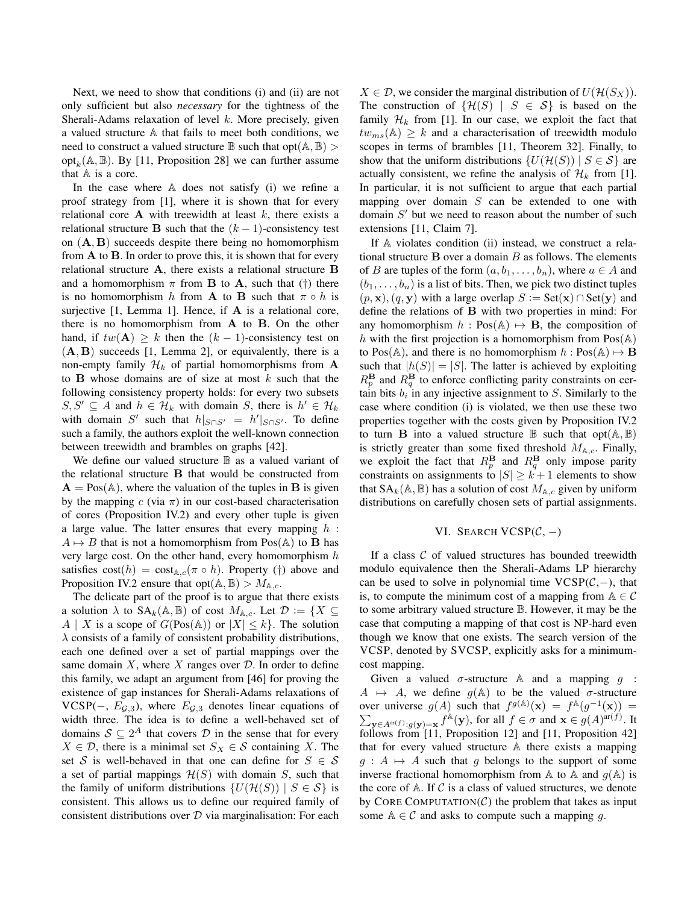Next, we need to show that conditions (i) and (ii) are not only sufficient but also *necessary* for the tightness of the Sherali-Adams relaxation of level $k$. More precisely, given a valued structure $\mathbb{A}$ that fails to meet both conditions, we need to construct a valued structure $\mathbb{B}$ such that $\text{opt}(\mathbb{A}, \mathbb{B}) > \text{opt}_k(\mathbb{A}, \mathbb{B})$. By [11, Proposition 28] we can further assume that $\mathbb{A}$ is a core.

In the case where $\mathbb{A}$ does not satisfy (i) we refine a proof strategy from [1], where it is shown that for every relational core $\mathbf{A}$ with treewidth at least $k$, there exists a relational structure $\mathbf{B}$ such that the $(k-1)$-consistency test on $(\mathbf{A}, \mathbf{B})$ succeeds despite there being no homomorphism from $\mathbf{A}$ to $\mathbf{B}$. In order to prove this, it is shown that for every relational structure $\mathbf{A}$, there exists a relational structure $\mathbf{B}$ and a homomorphism $\pi$ from $\mathbf{B}$ to $\mathbf{A}$, such that (†) there is no homomorphism $h$ from $\mathbf{A}$ to $\mathbf{B}$ such that $\pi \circ h$ is surjective [1, Lemma 1]. Hence, if $\mathbf{A}$ is a relational core, there is no homomorphism from $\mathbf{A}$ to $\mathbf{B}$. On the other hand, if $tw(\mathbf{A}) \geq k$ then the $(k-1)$-consistency test on $(\mathbf{A}, \mathbf{B})$ succeeds [1, Lemma 2], or equivalently, there is a non-empty family $\mathcal{H}_k$ of partial homomorphisms from $\mathbf{A}$ to $\mathbf{B}$ whose domains are of size at most $k$ such that the following consistency property holds: for every two subsets $S, S' \subseteq A$ and $h \in \mathcal{H}_k$ with domain $S$, there is $h' \in \mathcal{H}_k$ with domain $S'$ such that $h|_{S \cap S'} = h'|_{S \cap S'}$. To define such a family, the authors exploit the well-known connection between treewidth and brambles on graphs [42].

We define our valued structure $\mathbb{B}$ as a valued variant of the relational structure $\mathbf{B}$ that would be constructed from $\mathbf{A} = \text{Pos}(\mathbb{A})$, where the valuation of the tuples in $\mathbf{B}$ is given by the mapping $c$ (via $\pi$) in our cost-based characterisation of cores (Proposition IV.2) and every other tuple is given a large value. The latter ensures that every mapping $h : A \mapsto B$ that is not a homomorphism from $\text{Pos}(\mathbb{A})$ to $\mathbf{B}$ has very large cost. On the other hand, every homomorphism $h$ satisfies $\text{cost}(h) = \text{cost}_{\mathbb{A},c}(\pi \circ h)$. Property (†) above and Proposition IV.2 ensure that $\text{opt}(\mathbb{A}, \mathbb{B}) > M_{\mathbb{A},c}$.

The delicate part of the proof is to argue that there exists a solution $\lambda$ to $\text{SA}_k(\mathbb{A}, \mathbb{B})$ of cost $M_{\mathbb{A},c}$. Let $\mathcal{D} := \{X \subseteq A \mid X \text{ is a scope of } G(\text{Pos}(\mathbb{A})) \text{ or } |X| \leq k\}$. The solution $\lambda$ consists of a family of consistent probability distributions, each one defined over a set of partial mappings over the same domain $X$, where $X$ ranges over $\mathcal{D}$. In order to define this family, we adapt an argument from [46] for proving the existence of gap instances for Sherali-Adams relaxations of $\text{VCSP}(-, E_{\mathcal{G},3})$, where $E_{\mathcal{G},3}$ denotes linear equations of width three. The idea is to define a well-behaved set of domains $\mathcal{S} \subseteq 2^A$ that covers $\mathcal{D}$ in the sense that for every $X \in \mathcal{D}$, there is a minimal set $S_X \in \mathcal{S}$ containing $X$. The set $\mathcal{S}$ is well-behaved in that one can define for $S \in \mathcal{S}$ a set of partial mappings $\mathcal{H}(S)$ with domain $S$, such that the family of uniform distributions $\{U(\mathcal{H}(S)) \mid S \in \mathcal{S}\}$ is consistent. This allows us to define our required family of consistent distributions over $\mathcal{D}$ via marginalisation: For each $X \in \mathcal{D}$, we consider the marginal distribution of $U(\mathcal{H}(S_X))$. The construction of $\{\mathcal{H}(S) \mid S \in \mathcal{S}\}$ is based on the family $\mathcal{H}_k$ from [1]. In our case, we exploit the fact that $tw_{ms}(\mathbb{A}) \geq k$ and a characterisation of treewidth modulo scopes in terms of brambles [11, Theorem 32]. Finally, to show that the uniform distributions $\{U(\mathcal{H}(S)) \mid S \in \mathcal{S}\}$ are actually consistent, we refine the analysis of $\mathcal{H}_k$ from [1]. In particular, it is not sufficient to argue that each partial mapping over domain $S$ can be extended to one with domain $S'$ but we need to reason about the number of such extensions [11, Claim 7].

If $\mathbb{A}$ violates condition (ii) instead, we construct a relational structure $\mathbf{B}$ over a domain $B$ as follows. The elements of $B$ are tuples of the form $(a, b_1, \ldots, b_n)$, where $a \in A$ and $(b_1, \ldots, b_n)$ is a list of bits. Then, we pick two distinct tuples $(p, \mathbf{x}), (q, \mathbf{y})$ with a large overlap $S := \text{Set}(\mathbf{x}) \cap \text{Set}(\mathbf{y})$ and define the relations of $\mathbf{B}$ with two properties in mind: For any homomorphism $h : \text{Pos}(\mathbb{A}) \mapsto \mathbf{B}$, the composition of $h$ with the first projection is a homomorphism from $\text{Pos}(\mathbb{A})$ to $\text{Pos}(\mathbb{A})$, and there is no homomorphism $h : \text{Pos}(\mathbb{A}) \mapsto \mathbf{B}$ such that $|h(S)| = |S|$. The latter is achieved by exploiting $R_p^{\mathbf{B}}$ and $R_q^{\mathbf{B}}$ to enforce conflicting parity constraints on certain bits $b_i$ in any injective assignment to $S$. Similarly to the case where condition (i) is violated, we then use these two properties together with the costs given by Proposition IV.2 to turn $\mathbf{B}$ into a valued structure $\mathbb{B}$ such that $\text{opt}(\mathbb{A}, \mathbb{B})$ is strictly greater than some fixed threshold $M_{\mathbb{A},c}$. Finally, we exploit the fact that $R_p^{\mathbf{B}}$ and $R_q^{\mathbf{B}}$ only impose parity constraints on assignments to $|S| \geq k+1$ elements to show that $\text{SA}_k(\mathbb{A}, \mathbb{B})$ has a solution of cost $M_{\mathbb{A},c}$ given by uniform distributions on carefully chosen sets of partial assignments.

## VI. Search VCSP($\mathcal{C}$, $-$)

If a class $\mathcal{C}$ of valued structures has bounded treewidth modulo equivalence then the Sherali-Adams LP hierarchy can be used to solve in polynomial time $\text{VCSP}(\mathcal{C}, -)$, that is, to compute the minimum cost of a mapping from $\mathbb{A} \in \mathcal{C}$ to some arbitrary valued structure $\mathbb{B}$. However, it may be the case that computing a mapping of that cost is NP-hard even though we know that one exists. The search version of the VCSP, denoted by SVCSP, explicitly asks for a minimum-cost mapping.

Given a valued $\sigma$-structure $\mathbb{A}$ and a mapping $g : A \mapsto A$, we define $g(\mathbb{A})$ to be the valued $\sigma$-structure over universe $g(A)$ such that $f^{g(\mathbb{A})}(\mathbf{x}) = f^{\mathbb{A}}(g^{-1}(\mathbf{x})) = \sum_{\mathbf{y} \in A^{\text{ar}(f)} : g(\mathbf{y}) = \mathbf{x}} f^{\mathbb{A}}(\mathbf{y})$, for all $f \in \sigma$ and $\mathbf{x} \in g(A)^{\text{ar}(f)}$. It follows from [11, Proposition 12] and [11, Proposition 42] that for every valued structure $\mathbb{A}$ there exists a mapping $g : A \mapsto A$ such that $g$ belongs to the support of some inverse fractional homomorphism from $\mathbb{A}$ to $\mathbb{A}$ and $g(\mathbb{A})$ is the core of $\mathbb{A}$. If $\mathcal{C}$ is a class of valued structures, we denote by Core Computation($\mathcal{C}$) the problem that takes as input some $\mathbb{A} \in \mathcal{C}$ and asks to compute such a mapping $g$.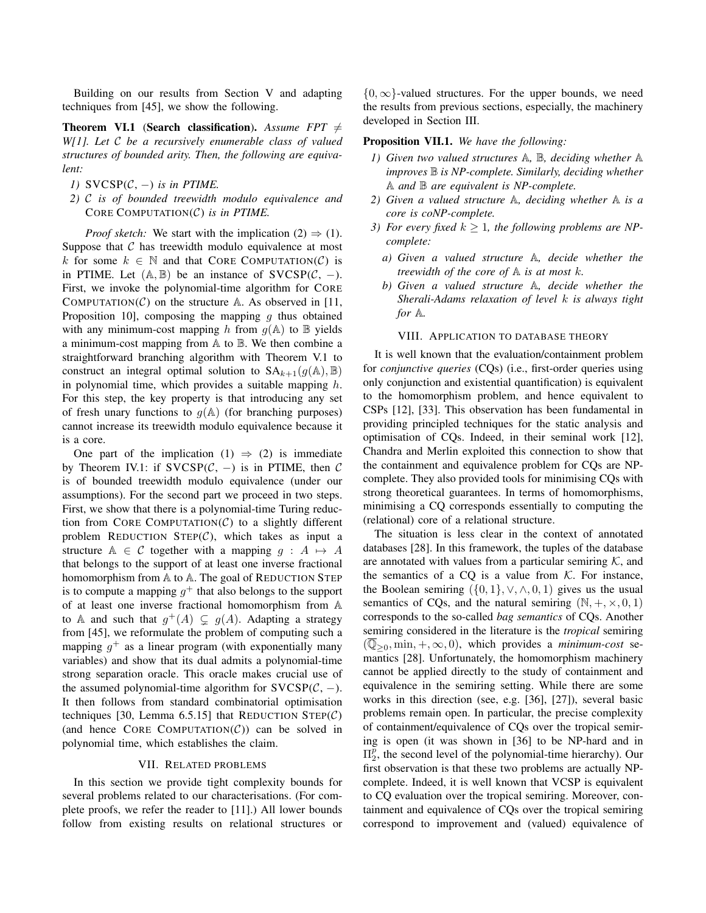Building on our results from Section V and adapting techniques from [45], we show the following.

**Theorem VI.1** (**Search classification**). *Assume FPT $\neq$ W[1]. Let $\mathcal{C}$ be a recursively enumerable class of valued structures of bounded arity. Then, the following are equivalent:*

1) *$\mathrm{SVCSP}(\mathcal{C}, -)$ is in PTIME.*
2) *$\mathcal{C}$ is of bounded treewidth modulo equivalence and* CORE COMPUTATION*($\mathcal{C}$) is in PTIME.*

*Proof sketch:* We start with the implication (2) $\Rightarrow$ (1). Suppose that $\mathcal{C}$ has treewidth modulo equivalence at most $k$ for some $k \in \mathbb{N}$ and that CORE COMPUTATION($\mathcal{C}$) is in PTIME. Let $(\mathbb{A}, \mathbb{B})$ be an instance of $\mathrm{SVCSP}(\mathcal{C}, -)$. First, we invoke the polynomial-time algorithm for CORE COMPUTATION($\mathcal{C}$) on the structure $\mathbb{A}$. As observed in [11, Proposition 10], composing the mapping $g$ thus obtained with any minimum-cost mapping $h$ from $g(\mathbb{A})$ to $\mathbb{B}$ yields a minimum-cost mapping from $\mathbb{A}$ to $\mathbb{B}$. We then combine a straightforward branching algorithm with Theorem V.1 to construct an integral optimal solution to $\mathrm{SA}_{k+1}(g(\mathbb{A}), \mathbb{B})$ in polynomial time, which provides a suitable mapping $h$. For this step, the key property is that introducing any set of fresh unary functions to $g(\mathbb{A})$ (for branching purposes) cannot increase its treewidth modulo equivalence because it is a core.

One part of the implication (1) $\Rightarrow$ (2) is immediate by Theorem IV.1: if $\mathrm{SVCSP}(\mathcal{C}, -)$ is in PTIME, then $\mathcal{C}$ is of bounded treewidth modulo equivalence (under our assumptions). For the second part we proceed in two steps. First, we show that there is a polynomial-time Turing reduction from CORE COMPUTATION($\mathcal{C}$) to a slightly different problem REDUCTION STEP($\mathcal{C}$), which takes as input a structure $\mathbb{A} \in \mathcal{C}$ together with a mapping $g : A \mapsto A$ that belongs to the support of at least one inverse fractional homomorphism from $\mathbb{A}$ to $\mathbb{A}$. The goal of REDUCTION STEP is to compute a mapping $g^+$ that also belongs to the support of at least one inverse fractional homomorphism from $\mathbb{A}$ to $\mathbb{A}$ and such that $g^+(A) \subsetneq g(A)$. Adapting a strategy from [45], we reformulate the problem of computing such a mapping $g^+$ as a linear program (with exponentially many variables) and show that its dual admits a polynomial-time strong separation oracle. This oracle makes crucial use of the assumed polynomial-time algorithm for $\mathrm{SVCSP}(\mathcal{C}, -)$. It then follows from standard combinatorial optimisation techniques [30, Lemma 6.5.15] that REDUCTION STEP($\mathcal{C}$) (and hence CORE COMPUTATION($\mathcal{C}$)) can be solved in polynomial time, which establishes the claim.

## VII. Related problems

In this section we provide tight complexity bounds for several problems related to our characterisations. (For complete proofs, we refer the reader to [11].) All lower bounds follow from existing results on relational structures or $\{0, \infty\}$-valued structures. For the upper bounds, we need the results from previous sections, especially, the machinery developed in Section III.

**Proposition VII.1.** *We have the following:*

1) *Given two valued structures $\mathbb{A}$, $\mathbb{B}$, deciding whether $\mathbb{A}$ improves $\mathbb{B}$ is NP-complete. Similarly, deciding whether $\mathbb{A}$ and $\mathbb{B}$ are equivalent is NP-complete.*
2) *Given a valued structure $\mathbb{A}$, deciding whether $\mathbb{A}$ is a core is coNP-complete.*
3) *For every fixed $k \geq 1$, the following problems are NP-complete:*
   a) *Given a valued structure $\mathbb{A}$, decide whether the treewidth of the core of $\mathbb{A}$ is at most $k$.*
   b) *Given a valued structure $\mathbb{A}$, decide whether the Sherali-Adams relaxation of level $k$ is always tight for $\mathbb{A}$.*

## VIII. Application to database theory

It is well known that the evaluation/containment problem for *conjunctive queries* (CQs) (i.e., first-order queries using only conjunction and existential quantification) is equivalent to the homomorphism problem, and hence equivalent to CSPs [12], [33]. This observation has been fundamental in providing principled techniques for the static analysis and optimisation of CQs. Indeed, in their seminal work [12], Chandra and Merlin exploited this connection to show that the containment and equivalence problem for CQs are NP-complete. They also provided tools for minimising CQs with strong theoretical guarantees. In terms of homomorphisms, minimising a CQ corresponds essentially to computing the (relational) core of a relational structure.

The situation is less clear in the context of annotated databases [28]. In this framework, the tuples of the database are annotated with values from a particular semiring $\mathcal{K}$, and the semantics of a CQ is a value from $\mathcal{K}$. For instance, the Boolean semiring $(\{0, 1\}, \vee, \wedge, 0, 1)$ gives us the usual semantics of CQs, and the natural semiring $(\mathbb{N}, +, \times, 0, 1)$ corresponds to the so-called *bag semantics* of CQs. Another semiring considered in the literature is the *tropical* semiring $(\overline{\mathbb{Q}}_{\geq 0}, \min, +, \infty, 0)$, which provides a *minimum-cost* semantics [28]. Unfortunately, the homomorphism machinery cannot be applied directly to the study of containment and equivalence in the semiring setting. While there are some works in this direction (see, e.g. [36], [27]), several basic problems remain open. In particular, the precise complexity of containment/equivalence of CQs over the tropical semiring is open (it was shown in [36] to be NP-hard and in $\Pi_2^p$, the second level of the polynomial-time hierarchy). Our first observation is that these two problems are actually NP-complete. Indeed, it is well known that VCSP is equivalent to CQ evaluation over the tropical semiring. Moreover, containment and equivalence of CQs over the tropical semiring correspond to improvement and (valued) equivalence of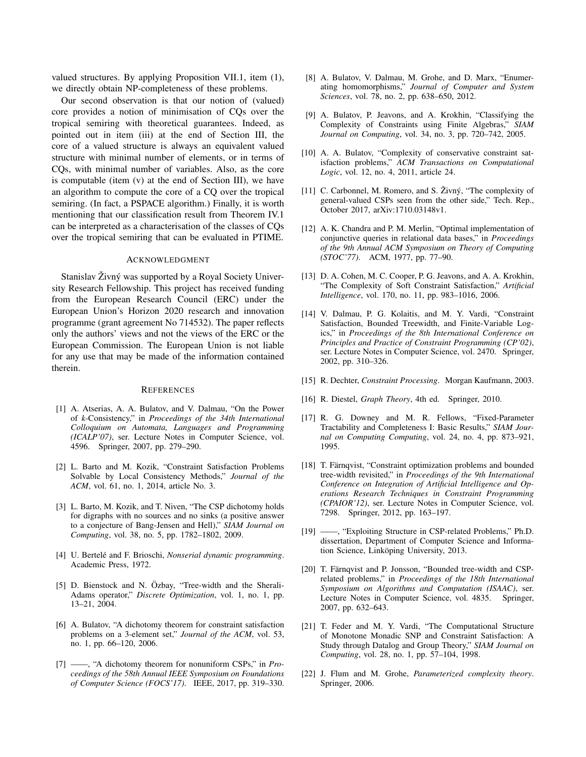valued structures. By applying Proposition VII.1, item (1), we directly obtain NP-completeness of these problems.

Our second observation is that our notion of (valued) core provides a notion of minimisation of CQs over the tropical semiring with theoretical guarantees. Indeed, as pointed out in item (iii) at the end of Section III, the core of a valued structure is always an equivalent valued structure with minimal number of elements, or in terms of CQs, with minimal number of variables. Also, as the core is computable (item (v) at the end of Section III), we have an algorithm to compute the core of a CQ over the tropical semiring. (In fact, a PSPACE algorithm.) Finally, it is worth mentioning that our classification result from Theorem IV.1 can be interpreted as a characterisation of the classes of CQs over the tropical semiring that can be evaluated in PTIME.

## Acknowledgment

Stanislav Živný was supported by a Royal Society University Research Fellowship. This project has received funding from the European Research Council (ERC) under the European Union's Horizon 2020 research and innovation programme (grant agreement No 714532). The paper reflects only the authors' views and not the views of the ERC or the European Commission. The European Union is not liable for any use that may be made of the information contained therein.

## References

[1] A. Atserias, A. A. Bulatov, and V. Dalmau, "On the Power of *k*-Consistency," in *Proceedings of the 34th International Colloquium on Automata, Languages and Programming (ICALP'07)*, ser. Lecture Notes in Computer Science, vol. 4596. Springer, 2007, pp. 279–290.

[2] L. Barto and M. Kozik, "Constraint Satisfaction Problems Solvable by Local Consistency Methods," *Journal of the ACM*, vol. 61, no. 1, 2014, article No. 3.

[3] L. Barto, M. Kozik, and T. Niven, "The CSP dichotomy holds for digraphs with no sources and no sinks (a positive answer to a conjecture of Bang-Jensen and Hell)," *SIAM Journal on Computing*, vol. 38, no. 5, pp. 1782–1802, 2009.

[4] U. Bertelé and F. Brioschi, *Nonserial dynamic programming*. Academic Press, 1972.

[5] D. Bienstock and N. Özbay, "Tree-width and the Sherali-Adams operator," *Discrete Optimization*, vol. 1, no. 1, pp. 13–21, 2004.

[6] A. Bulatov, "A dichotomy theorem for constraint satisfaction problems on a 3-element set," *Journal of the ACM*, vol. 53, no. 1, pp. 66–120, 2006.

[7] ——, "A dichotomy theorem for nonuniform CSPs," in *Proceedings of the 58th Annual IEEE Symposium on Foundations of Computer Science (FOCS'17)*. IEEE, 2017, pp. 319–330.

[8] A. Bulatov, V. Dalmau, M. Grohe, and D. Marx, "Enumerating homomorphisms," *Journal of Computer and System Sciences*, vol. 78, no. 2, pp. 638–650, 2012.

[9] A. Bulatov, P. Jeavons, and A. Krokhin, "Classifying the Complexity of Constraints using Finite Algebras," *SIAM Journal on Computing*, vol. 34, no. 3, pp. 720–742, 2005.

[10] A. A. Bulatov, "Complexity of conservative constraint satisfaction problems," *ACM Transactions on Computational Logic*, vol. 12, no. 4, 2011, article 24.

[11] C. Carbonnel, M. Romero, and S. Živný, "The complexity of general-valued CSPs seen from the other side," Tech. Rep., October 2017, arXiv:1710.03148v1.

[12] A. K. Chandra and P. M. Merlin, "Optimal implementation of conjunctive queries in relational data bases," in *Proceedings of the 9th Annual ACM Symposium on Theory of Computing (STOC'77)*. ACM, 1977, pp. 77–90.

[13] D. A. Cohen, M. C. Cooper, P. G. Jeavons, and A. A. Krokhin, "The Complexity of Soft Constraint Satisfaction," *Artificial Intelligence*, vol. 170, no. 11, pp. 983–1016, 2006.

[14] V. Dalmau, P. G. Kolaitis, and M. Y. Vardi, "Constraint Satisfaction, Bounded Treewidth, and Finite-Variable Logics," in *Proceedings of the 8th International Conference on Principles and Practice of Constraint Programming (CP'02)*, ser. Lecture Notes in Computer Science, vol. 2470. Springer, 2002, pp. 310–326.

[15] R. Dechter, *Constraint Processing*. Morgan Kaufmann, 2003.

[16] R. Diestel, *Graph Theory*, 4th ed. Springer, 2010.

[17] R. G. Downey and M. R. Fellows, "Fixed-Parameter Tractability and Completeness I: Basic Results," *SIAM Journal on Computing Computing*, vol. 24, no. 4, pp. 873–921, 1995.

[18] T. Färnqvist, "Constraint optimization problems and bounded tree-width revisited," in *Proceedings of the 9th International Conference on Integration of Artificial Intelligence and Operations Research Techniques in Constraint Programming (CPAIOR'12)*, ser. Lecture Notes in Computer Science, vol. 7298. Springer, 2012, pp. 163–197.

[19] ——, "Exploiting Structure in CSP-related Problems," Ph.D. dissertation, Department of Computer Science and Information Science, Linköping University, 2013.

[20] T. Färnqvist and P. Jonsson, "Bounded tree-width and CSP-related problems," in *Proceedings of the 18th International Symposium on Algorithms and Computation (ISAAC)*, ser. Lecture Notes in Computer Science, vol. 4835. Springer, 2007, pp. 632–643.

[21] T. Feder and M. Y. Vardi, "The Computational Structure of Monotone Monadic SNP and Constraint Satisfaction: A Study through Datalog and Group Theory," *SIAM Journal on Computing*, vol. 28, no. 1, pp. 57–104, 1998.

[22] J. Flum and M. Grohe, *Parameterized complexity theory*. Springer, 2006.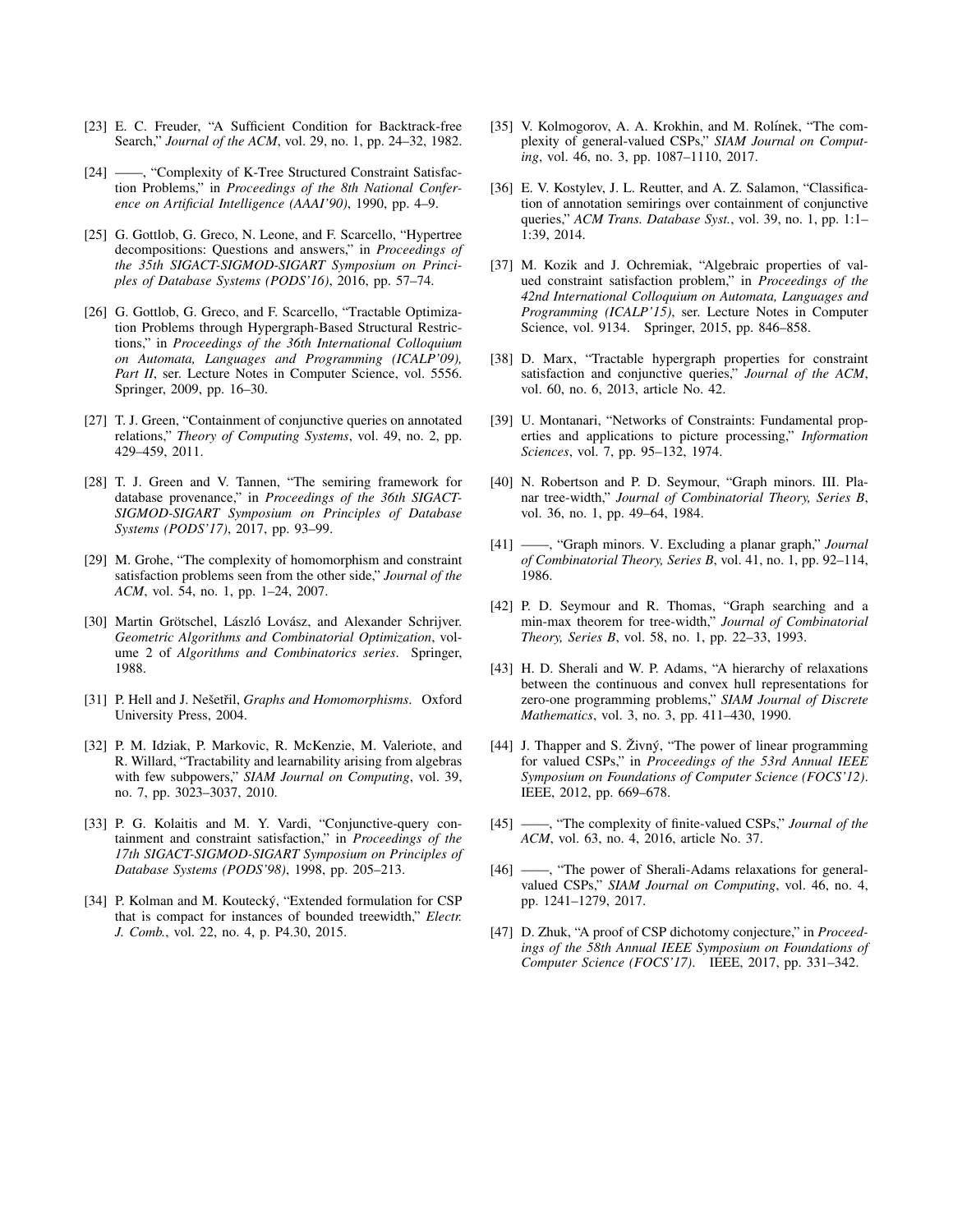[23] E. C. Freuder, "A Sufficient Condition for Backtrack-free Search," *Journal of the ACM*, vol. 29, no. 1, pp. 24–32, 1982.

[24] ——, "Complexity of K-Tree Structured Constraint Satisfaction Problems," in *Proceedings of the 8th National Conference on Artificial Intelligence (AAAI'90)*, 1990, pp. 4–9.

[25] G. Gottlob, G. Greco, N. Leone, and F. Scarcello, "Hypertree decompositions: Questions and answers," in *Proceedings of the 35th SIGACT-SIGMOD-SIGART Symposium on Principles of Database Systems (PODS'16)*, 2016, pp. 57–74.

[26] G. Gottlob, G. Greco, and F. Scarcello, "Tractable Optimization Problems through Hypergraph-Based Structural Restrictions," in *Proceedings of the 36th International Colloquium on Automata, Languages and Programming (ICALP'09), Part II*, ser. Lecture Notes in Computer Science, vol. 5556. Springer, 2009, pp. 16–30.

[27] T. J. Green, "Containment of conjunctive queries on annotated relations," *Theory of Computing Systems*, vol. 49, no. 2, pp. 429–459, 2011.

[28] T. J. Green and V. Tannen, "The semiring framework for database provenance," in *Proceedings of the 36th SIGACT-SIGMOD-SIGART Symposium on Principles of Database Systems (PODS'17)*, 2017, pp. 93–99.

[29] M. Grohe, "The complexity of homomorphism and constraint satisfaction problems seen from the other side," *Journal of the ACM*, vol. 54, no. 1, pp. 1–24, 2007.

[30] Martin Grötschel, László Lovász, and Alexander Schrijver. *Geometric Algorithms and Combinatorial Optimization*, volume 2 of *Algorithms and Combinatorics series*. Springer, 1988.

[31] P. Hell and J. Nešetřil, *Graphs and Homomorphisms*. Oxford University Press, 2004.

[32] P. M. Idziak, P. Markovic, R. McKenzie, M. Valeriote, and R. Willard, "Tractability and learnability arising from algebras with few subpowers," *SIAM Journal on Computing*, vol. 39, no. 7, pp. 3023–3037, 2010.

[33] P. G. Kolaitis and M. Y. Vardi, "Conjunctive-query containment and constraint satisfaction," in *Proceedings of the 17th SIGACT-SIGMOD-SIGART Symposium on Principles of Database Systems (PODS'98)*, 1998, pp. 205–213.

[34] P. Kolman and M. Koutecký, "Extended formulation for CSP that is compact for instances of bounded treewidth," *Electr. J. Comb.*, vol. 22, no. 4, p. P4.30, 2015.

[35] V. Kolmogorov, A. A. Krokhin, and M. Rolínek, "The complexity of general-valued CSPs," *SIAM Journal on Computing*, vol. 46, no. 3, pp. 1087–1110, 2017.

[36] E. V. Kostylev, J. L. Reutter, and A. Z. Salamon, "Classification of annotation semirings over containment of conjunctive queries," *ACM Trans. Database Syst.*, vol. 39, no. 1, pp. 1:1–1:39, 2014.

[37] M. Kozik and J. Ochremiak, "Algebraic properties of valued constraint satisfaction problem," in *Proceedings of the 42nd International Colloquium on Automata, Languages and Programming (ICALP'15)*, ser. Lecture Notes in Computer Science, vol. 9134. Springer, 2015, pp. 846–858.

[38] D. Marx, "Tractable hypergraph properties for constraint satisfaction and conjunctive queries," *Journal of the ACM*, vol. 60, no. 6, 2013, article No. 42.

[39] U. Montanari, "Networks of Constraints: Fundamental properties and applications to picture processing," *Information Sciences*, vol. 7, pp. 95–132, 1974.

[40] N. Robertson and P. D. Seymour, "Graph minors. III. Planar tree-width," *Journal of Combinatorial Theory, Series B*, vol. 36, no. 1, pp. 49–64, 1984.

[41] ——, "Graph minors. V. Excluding a planar graph," *Journal of Combinatorial Theory, Series B*, vol. 41, no. 1, pp. 92–114, 1986.

[42] P. D. Seymour and R. Thomas, "Graph searching and a min-max theorem for tree-width," *Journal of Combinatorial Theory, Series B*, vol. 58, no. 1, pp. 22–33, 1993.

[43] H. D. Sherali and W. P. Adams, "A hierarchy of relaxations between the continuous and convex hull representations for zero-one programming problems," *SIAM Journal of Discrete Mathematics*, vol. 3, no. 3, pp. 411–430, 1990.

[44] J. Thapper and S. Živný, "The power of linear programming for valued CSPs," in *Proceedings of the 53rd Annual IEEE Symposium on Foundations of Computer Science (FOCS'12)*. IEEE, 2012, pp. 669–678.

[45] ——, "The complexity of finite-valued CSPs," *Journal of the ACM*, vol. 63, no. 4, 2016, article No. 37.

[46] ——, "The power of Sherali-Adams relaxations for general-valued CSPs," *SIAM Journal on Computing*, vol. 46, no. 4, pp. 1241–1279, 2017.

[47] D. Zhuk, "A proof of CSP dichotomy conjecture," in *Proceedings of the 58th Annual IEEE Symposium on Foundations of Computer Science (FOCS'17)*. IEEE, 2017, pp. 331–342.